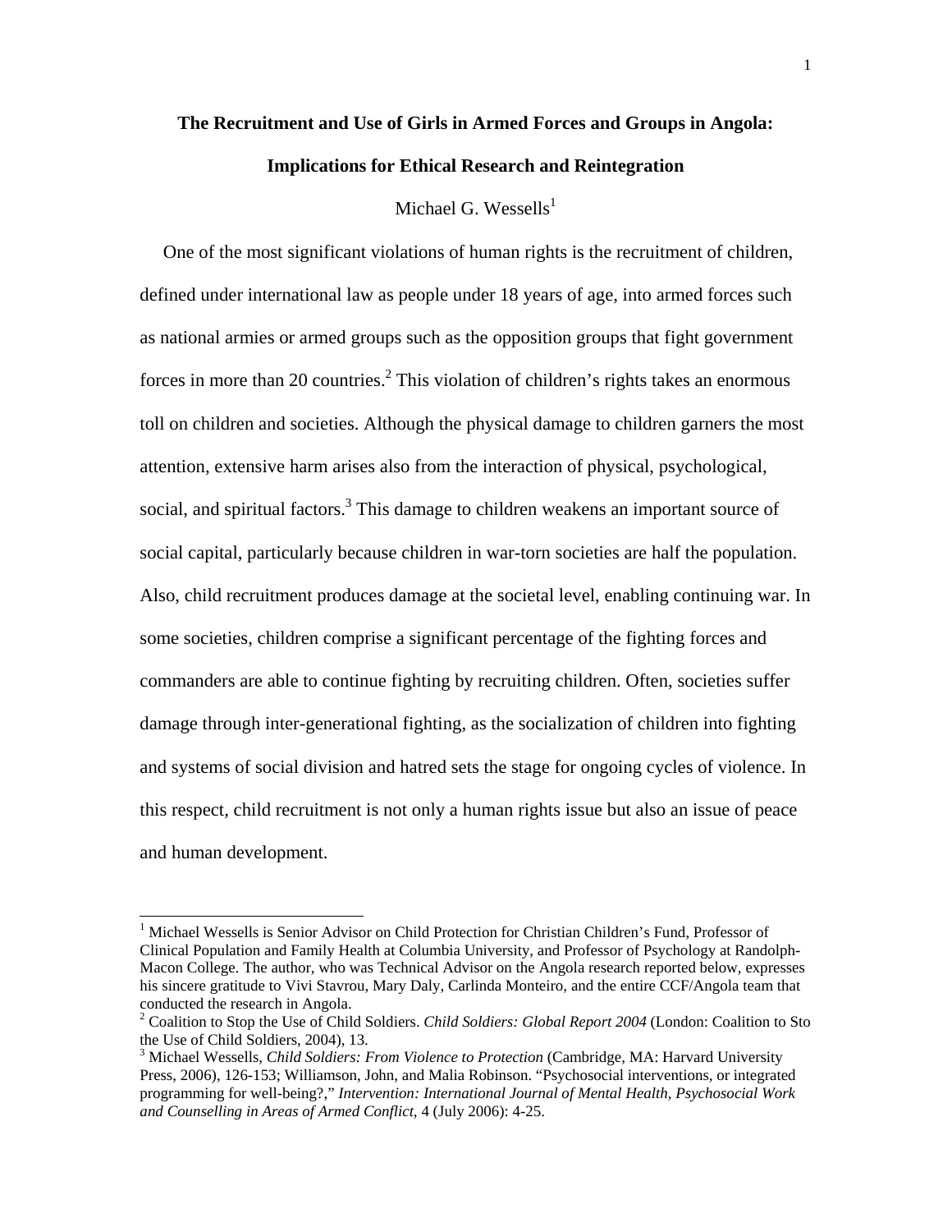# The Recruitment and Use of Girls in Armed Forces and Groups in Angola: Implications for Ethical Research and Reintegration

Michael G. Wessells[1]

One of the most significant violations of human rights is the recruitment of children, defined under international law as people under 18 years of age, into armed forces such as national armies or armed groups such as the opposition groups that fight government forces in more than 20 countries.[2] This violation of children's rights takes an enormous toll on children and societies. Although the physical damage to children garners the most attention, extensive harm arises also from the interaction of physical, psychological, social, and spiritual factors.[3] This damage to children weakens an important source of social capital, particularly because children in war-torn societies are half the population. Also, child recruitment produces damage at the societal level, enabling continuing war. In some societies, children comprise a significant percentage of the fighting forces and commanders are able to continue fighting by recruiting children. Often, societies suffer damage through inter-generational fighting, as the socialization of children into fighting and systems of social division and hatred sets the stage for ongoing cycles of violence. In this respect, child recruitment is not only a human rights issue but also an issue of peace and human development.

---

[1] Michael Wessells is Senior Advisor on Child Protection for Christian Children's Fund, Professor of Clinical Population and Family Health at Columbia University, and Professor of Psychology at Randolph-Macon College. The author, who was Technical Advisor on the Angola research reported below, expresses his sincere gratitude to Vivi Stavrou, Mary Daly, Carlinda Monteiro, and the entire CCF/Angola team that conducted the research in Angola.

[2] Coalition to Stop the Use of Child Soldiers. *Child Soldiers: Global Report 2004* (London: Coalition to Sto the Use of Child Soldiers, 2004), 13.

[3] Michael Wessells, *Child Soldiers: From Violence to Protection* (Cambridge, MA: Harvard University Press, 2006), 126-153; Williamson, John, and Malia Robinson. "Psychosocial interventions, or integrated programming for well-being?," *Intervention: International Journal of Mental Health, Psychosocial Work and Counselling in Areas of Armed Conflict*, 4 (July 2006): 4-25.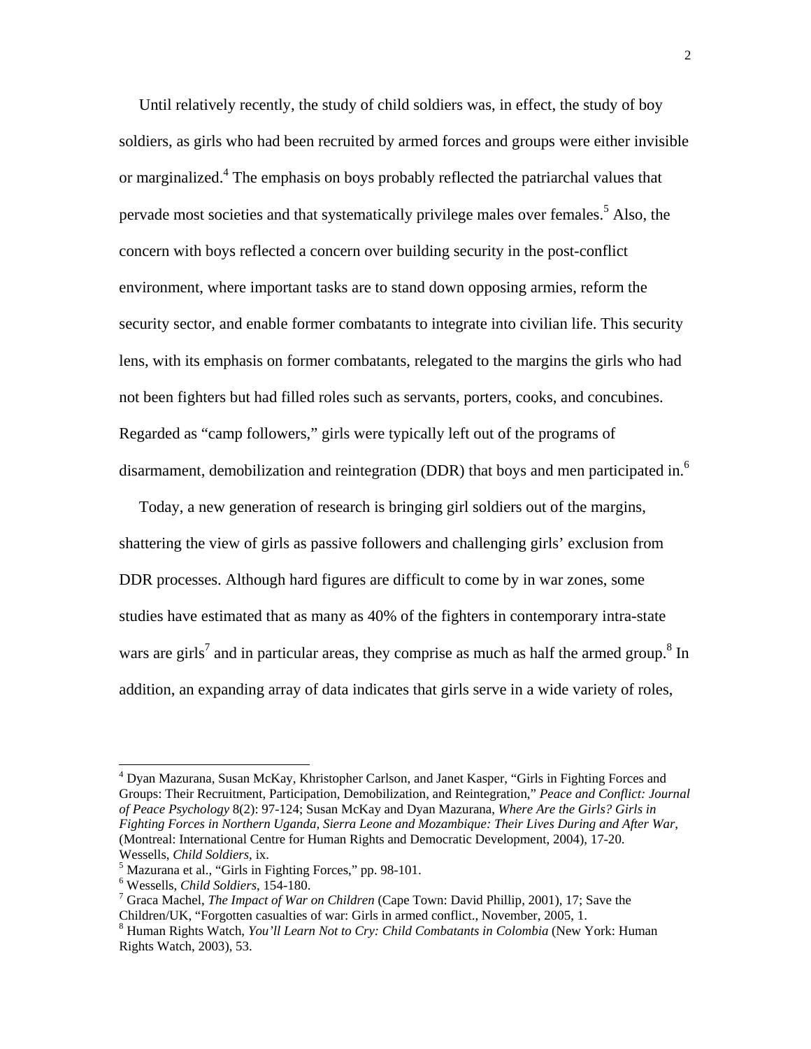Until relatively recently, the study of child soldiers was, in effect, the study of boy soldiers, as girls who had been recruited by armed forces and groups were either invisible or marginalized.[4] The emphasis on boys probably reflected the patriarchal values that pervade most societies and that systematically privilege males over females.[5] Also, the concern with boys reflected a concern over building security in the post-conflict environment, where important tasks are to stand down opposing armies, reform the security sector, and enable former combatants to integrate into civilian life. This security lens, with its emphasis on former combatants, relegated to the margins the girls who had not been fighters but had filled roles such as servants, porters, cooks, and concubines. Regarded as "camp followers," girls were typically left out of the programs of disarmament, demobilization and reintegration (DDR) that boys and men participated in.[6]

Today, a new generation of research is bringing girl soldiers out of the margins, shattering the view of girls as passive followers and challenging girls' exclusion from DDR processes. Although hard figures are difficult to come by in war zones, some studies have estimated that as many as 40% of the fighters in contemporary intra-state wars are girls[7] and in particular areas, they comprise as much as half the armed group.[8] In addition, an expanding array of data indicates that girls serve in a wide variety of roles,

---

[4] Dyan Mazurana, Susan McKay, Khristopher Carlson, and Janet Kasper, "Girls in Fighting Forces and Groups: Their Recruitment, Participation, Demobilization, and Reintegration," *Peace and Conflict: Journal of Peace Psychology* 8(2): 97-124; Susan McKay and Dyan Mazurana, *Where Are the Girls? Girls in Fighting Forces in Northern Uganda, Sierra Leone and Mozambique: Their Lives During and After War*, (Montreal: International Centre for Human Rights and Democratic Development, 2004), 17-20. Wessells, *Child Soldiers*, ix.

[5] Mazurana et al., "Girls in Fighting Forces," pp. 98-101.

[6] Wessells, *Child Soldiers*, 154-180.

[7] Graca Machel, *The Impact of War on Children* (Cape Town: David Phillip, 2001), 17; Save the Children/UK, "Forgotten casualties of war: Girls in armed conflict., November, 2005, 1.

[8] Human Rights Watch, *You'll Learn Not to Cry: Child Combatants in Colombia* (New York: Human Rights Watch, 2003), 53.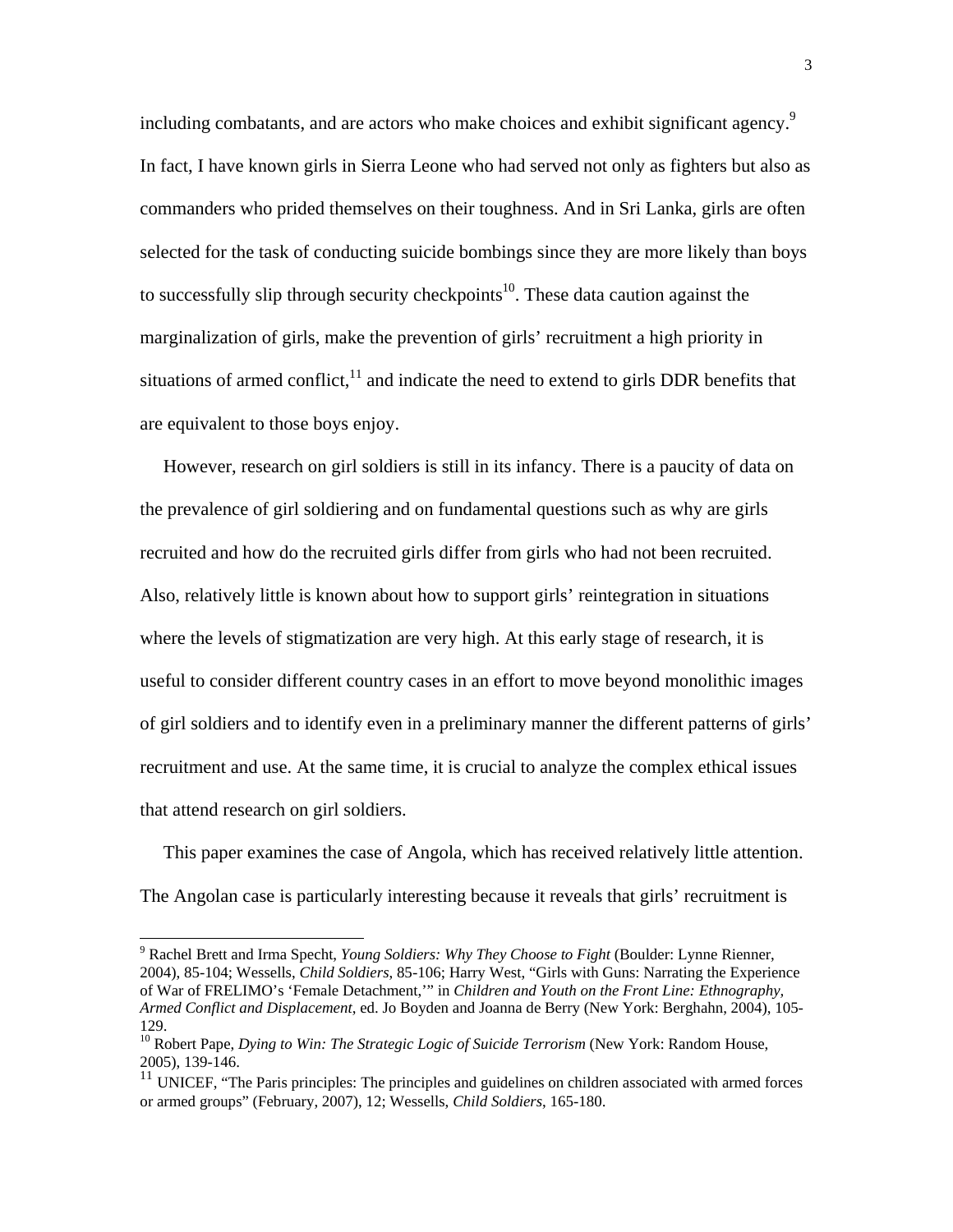including combatants, and are actors who make choices and exhibit significant agency.[9] In fact, I have known girls in Sierra Leone who had served not only as fighters but also as commanders who prided themselves on their toughness. And in Sri Lanka, girls are often selected for the task of conducting suicide bombings since they are more likely than boys to successfully slip through security checkpoints[10]. These data caution against the marginalization of girls, make the prevention of girls' recruitment a high priority in situations of armed conflict,[11] and indicate the need to extend to girls DDR benefits that are equivalent to those boys enjoy.

However, research on girl soldiers is still in its infancy. There is a paucity of data on the prevalence of girl soldiering and on fundamental questions such as why are girls recruited and how do the recruited girls differ from girls who had not been recruited. Also, relatively little is known about how to support girls' reintegration in situations where the levels of stigmatization are very high. At this early stage of research, it is useful to consider different country cases in an effort to move beyond monolithic images of girl soldiers and to identify even in a preliminary manner the different patterns of girls' recruitment and use. At the same time, it is crucial to analyze the complex ethical issues that attend research on girl soldiers.

This paper examines the case of Angola, which has received relatively little attention. The Angolan case is particularly interesting because it reveals that girls' recruitment is

---

[9] Rachel Brett and Irma Specht, *Young Soldiers: Why They Choose to Fight* (Boulder: Lynne Rienner, 2004), 85-104; Wessells, *Child Soldiers*, 85-106; Harry West, "Girls with Guns: Narrating the Experience of War of FRELIMO's 'Female Detachment,'" in *Children and Youth on the Front Line: Ethnography, Armed Conflict and Displacement*, ed. Jo Boyden and Joanna de Berry (New York: Berghahn, 2004), 105-129.

[10] Robert Pape, *Dying to Win: The Strategic Logic of Suicide Terrorism* (New York: Random House, 2005), 139-146.

[11] UNICEF, "The Paris principles: The principles and guidelines on children associated with armed forces or armed groups" (February, 2007), 12; Wessells, *Child Soldiers*, 165-180.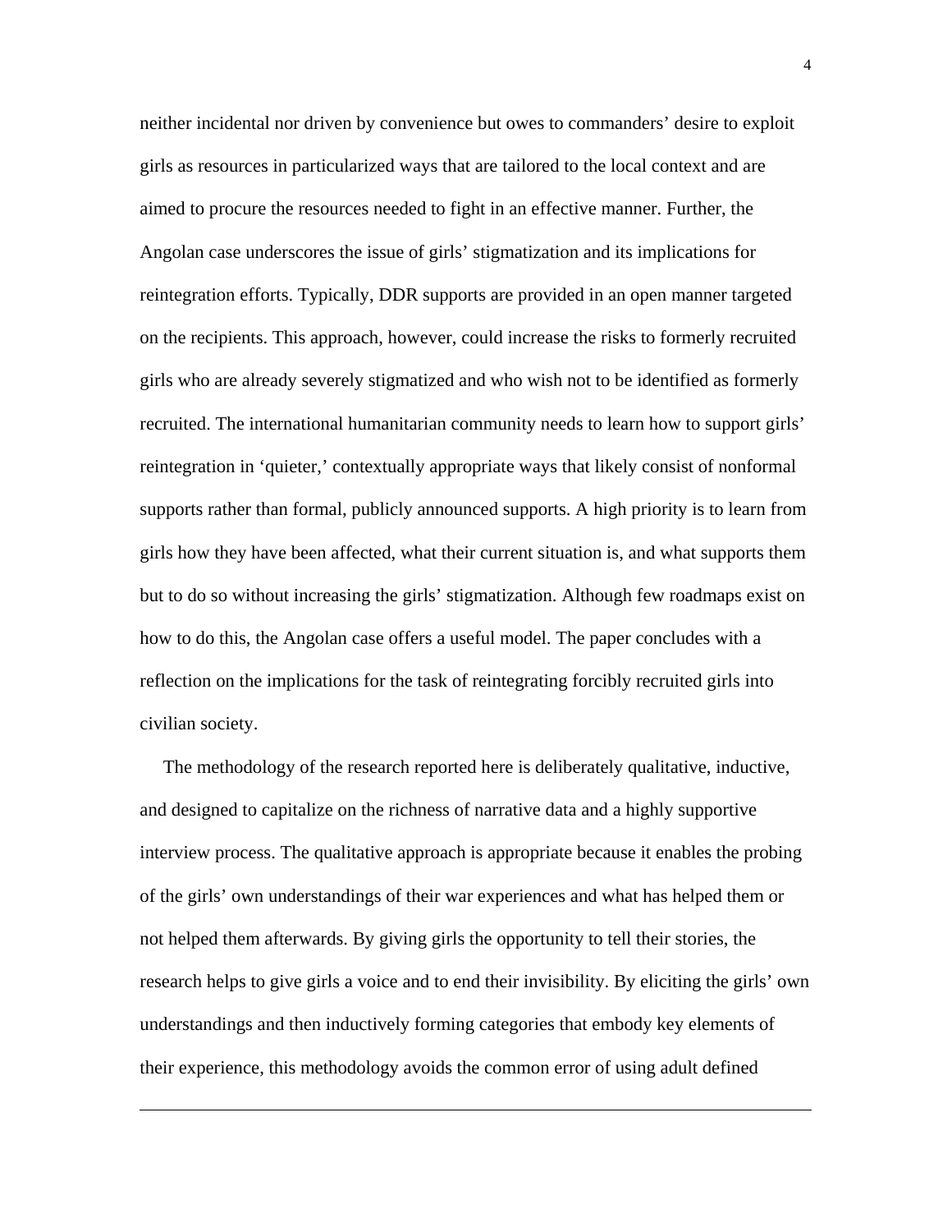neither incidental nor driven by convenience but owes to commanders' desire to exploit girls as resources in particularized ways that are tailored to the local context and are aimed to procure the resources needed to fight in an effective manner. Further, the Angolan case underscores the issue of girls' stigmatization and its implications for reintegration efforts. Typically, DDR supports are provided in an open manner targeted on the recipients. This approach, however, could increase the risks to formerly recruited girls who are already severely stigmatized and who wish not to be identified as formerly recruited. The international humanitarian community needs to learn how to support girls' reintegration in 'quieter,' contextually appropriate ways that likely consist of nonformal supports rather than formal, publicly announced supports. A high priority is to learn from girls how they have been affected, what their current situation is, and what supports them but to do so without increasing the girls' stigmatization. Although few roadmaps exist on how to do this, the Angolan case offers a useful model. The paper concludes with a reflection on the implications for the task of reintegrating forcibly recruited girls into civilian society.

The methodology of the research reported here is deliberately qualitative, inductive, and designed to capitalize on the richness of narrative data and a highly supportive interview process. The qualitative approach is appropriate because it enables the probing of the girls' own understandings of their war experiences and what has helped them or not helped them afterwards. By giving girls the opportunity to tell their stories, the research helps to give girls a voice and to end their invisibility. By eliciting the girls' own understandings and then inductively forming categories that embody key elements of their experience, this methodology avoids the common error of using adult defined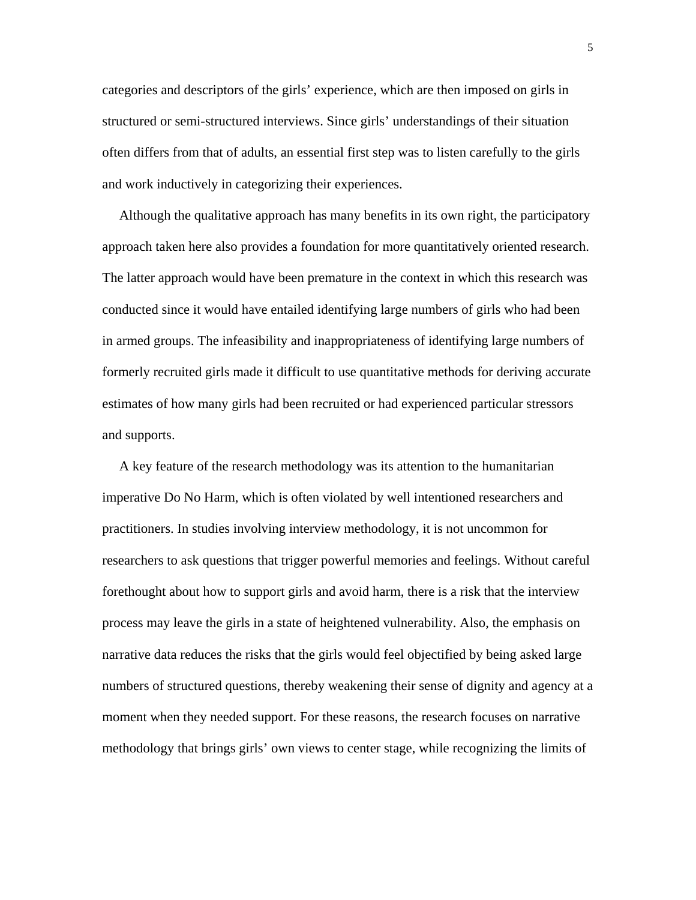categories and descriptors of the girls' experience, which are then imposed on girls in structured or semi-structured interviews. Since girls' understandings of their situation often differs from that of adults, an essential first step was to listen carefully to the girls and work inductively in categorizing their experiences.

Although the qualitative approach has many benefits in its own right, the participatory approach taken here also provides a foundation for more quantitatively oriented research. The latter approach would have been premature in the context in which this research was conducted since it would have entailed identifying large numbers of girls who had been in armed groups. The infeasibility and inappropriateness of identifying large numbers of formerly recruited girls made it difficult to use quantitative methods for deriving accurate estimates of how many girls had been recruited or had experienced particular stressors and supports.

A key feature of the research methodology was its attention to the humanitarian imperative Do No Harm, which is often violated by well intentioned researchers and practitioners. In studies involving interview methodology, it is not uncommon for researchers to ask questions that trigger powerful memories and feelings. Without careful forethought about how to support girls and avoid harm, there is a risk that the interview process may leave the girls in a state of heightened vulnerability. Also, the emphasis on narrative data reduces the risks that the girls would feel objectified by being asked large numbers of structured questions, thereby weakening their sense of dignity and agency at a moment when they needed support. For these reasons, the research focuses on narrative methodology that brings girls' own views to center stage, while recognizing the limits of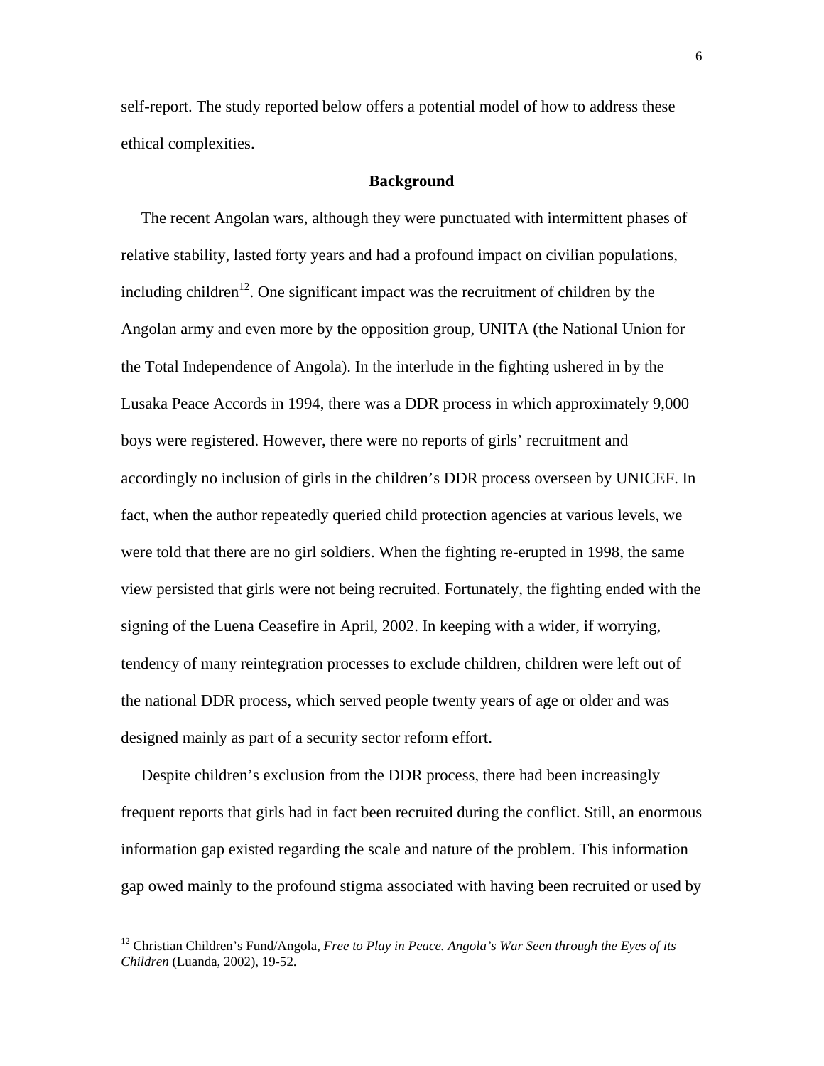self-report. The study reported below offers a potential model of how to address these ethical complexities.

## Background

The recent Angolan wars, although they were punctuated with intermittent phases of relative stability, lasted forty years and had a profound impact on civilian populations, including children[12]. One significant impact was the recruitment of children by the Angolan army and even more by the opposition group, UNITA (the National Union for the Total Independence of Angola). In the interlude in the fighting ushered in by the Lusaka Peace Accords in 1994, there was a DDR process in which approximately 9,000 boys were registered. However, there were no reports of girls' recruitment and accordingly no inclusion of girls in the children's DDR process overseen by UNICEF. In fact, when the author repeatedly queried child protection agencies at various levels, we were told that there are no girl soldiers. When the fighting re-erupted in 1998, the same view persisted that girls were not being recruited. Fortunately, the fighting ended with the signing of the Luena Ceasefire in April, 2002. In keeping with a wider, if worrying, tendency of many reintegration processes to exclude children, children were left out of the national DDR process, which served people twenty years of age or older and was designed mainly as part of a security sector reform effort.

Despite children's exclusion from the DDR process, there had been increasingly frequent reports that girls had in fact been recruited during the conflict. Still, an enormous information gap existed regarding the scale and nature of the problem. This information gap owed mainly to the profound stigma associated with having been recruited or used by

---

[12] Christian Children's Fund/Angola, *Free to Play in Peace. Angola's War Seen through the Eyes of its Children* (Luanda, 2002), 19-52.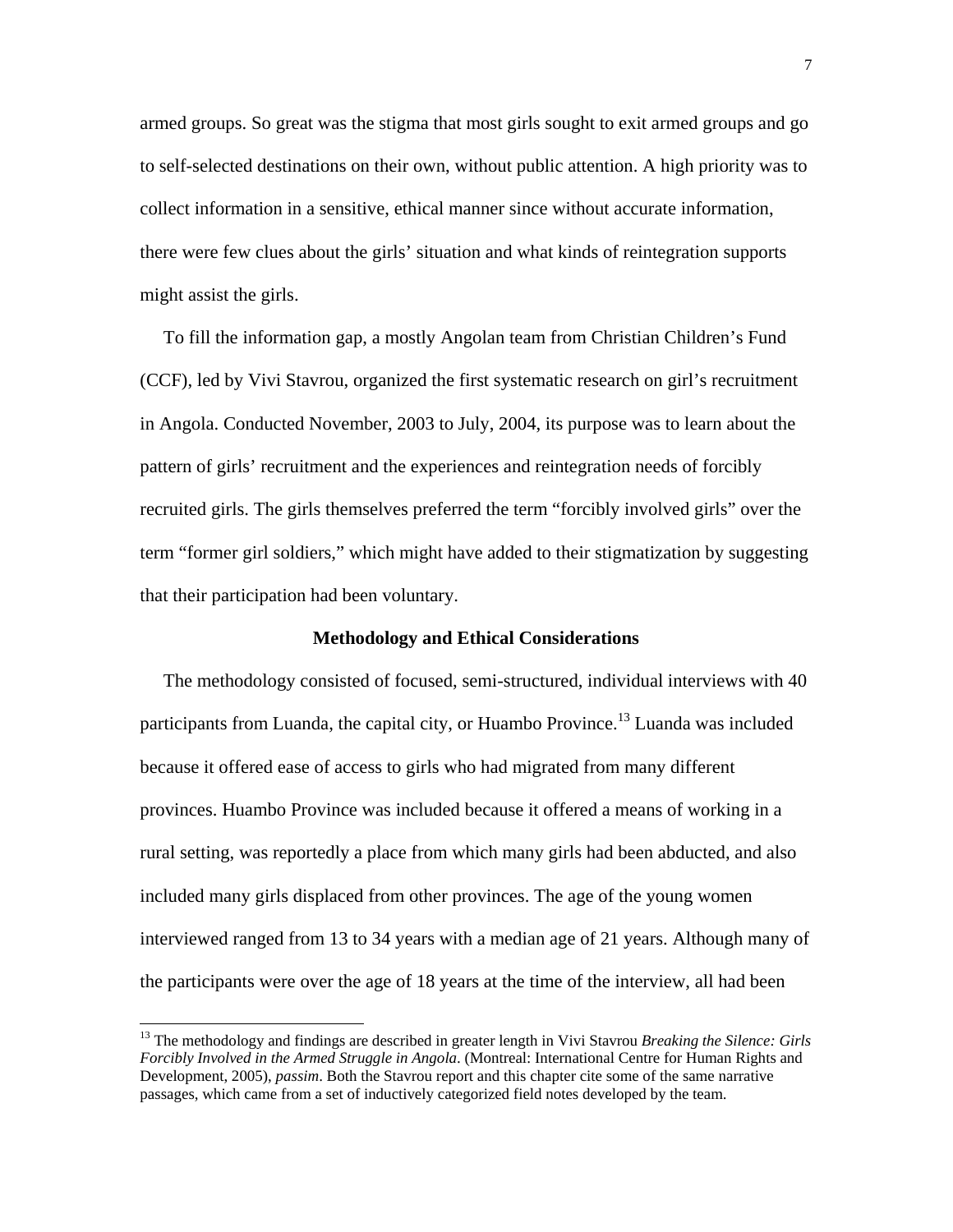armed groups. So great was the stigma that most girls sought to exit armed groups and go to self-selected destinations on their own, without public attention. A high priority was to collect information in a sensitive, ethical manner since without accurate information, there were few clues about the girls' situation and what kinds of reintegration supports might assist the girls.

To fill the information gap, a mostly Angolan team from Christian Children's Fund (CCF), led by Vivi Stavrou, organized the first systematic research on girl's recruitment in Angola. Conducted November, 2003 to July, 2004, its purpose was to learn about the pattern of girls' recruitment and the experiences and reintegration needs of forcibly recruited girls. The girls themselves preferred the term "forcibly involved girls" over the term "former girl soldiers," which might have added to their stigmatization by suggesting that their participation had been voluntary.

### Methodology and Ethical Considerations

The methodology consisted of focused, semi-structured, individual interviews with 40 participants from Luanda, the capital city, or Huambo Province.[13] Luanda was included because it offered ease of access to girls who had migrated from many different provinces. Huambo Province was included because it offered a means of working in a rural setting, was reportedly a place from which many girls had been abducted, and also included many girls displaced from other provinces. The age of the young women interviewed ranged from 13 to 34 years with a median age of 21 years. Although many of the participants were over the age of 18 years at the time of the interview, all had been

[13] The methodology and findings are described in greater length in Vivi Stavrou *Breaking the Silence: Girls Forcibly Involved in the Armed Struggle in Angola*. (Montreal: International Centre for Human Rights and Development, 2005), *passim*. Both the Stavrou report and this chapter cite some of the same narrative passages, which came from a set of inductively categorized field notes developed by the team.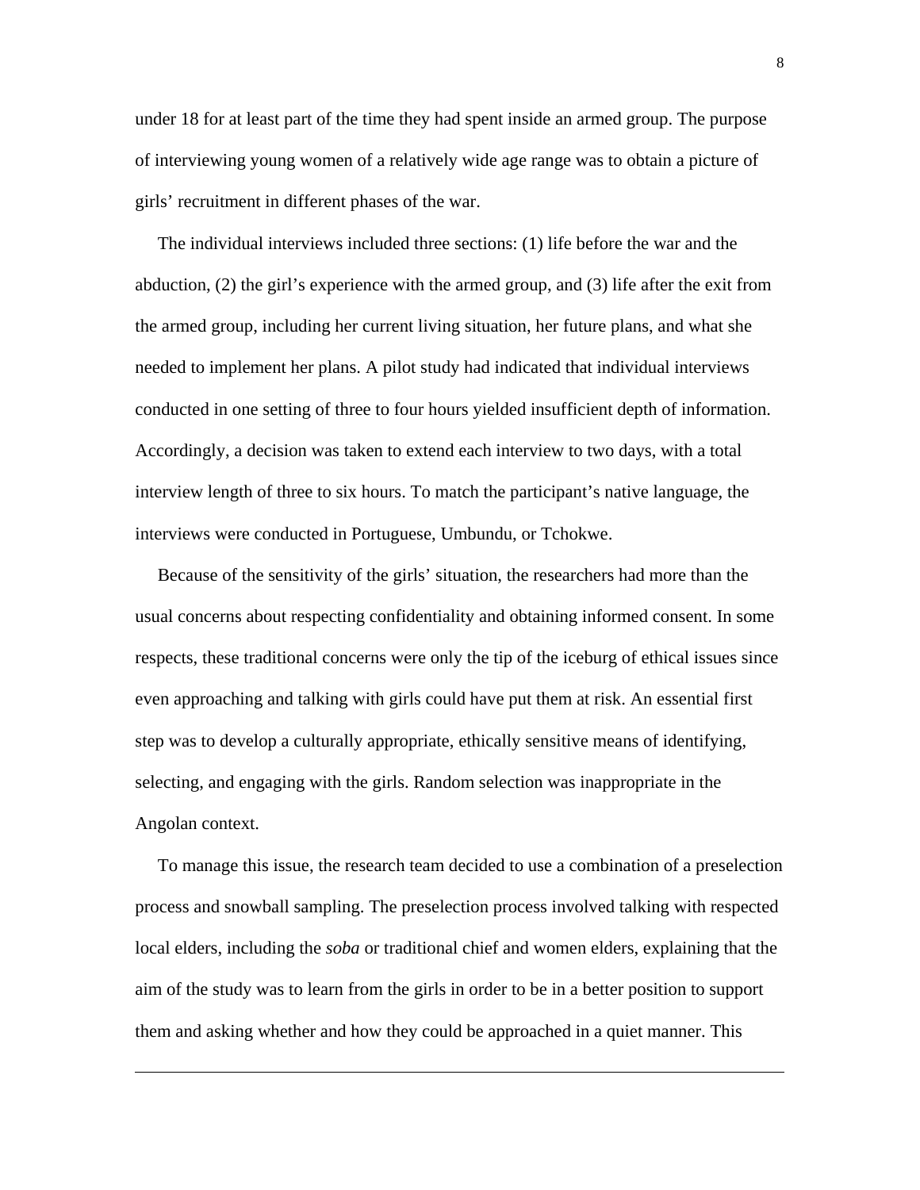under 18 for at least part of the time they had spent inside an armed group. The purpose of interviewing young women of a relatively wide age range was to obtain a picture of girls' recruitment in different phases of the war.

The individual interviews included three sections: (1) life before the war and the abduction, (2) the girl's experience with the armed group, and (3) life after the exit from the armed group, including her current living situation, her future plans, and what she needed to implement her plans. A pilot study had indicated that individual interviews conducted in one setting of three to four hours yielded insufficient depth of information. Accordingly, a decision was taken to extend each interview to two days, with a total interview length of three to six hours. To match the participant's native language, the interviews were conducted in Portuguese, Umbundu, or Tchokwe.

Because of the sensitivity of the girls' situation, the researchers had more than the usual concerns about respecting confidentiality and obtaining informed consent. In some respects, these traditional concerns were only the tip of the iceburg of ethical issues since even approaching and talking with girls could have put them at risk. An essential first step was to develop a culturally appropriate, ethically sensitive means of identifying, selecting, and engaging with the girls. Random selection was inappropriate in the Angolan context.

To manage this issue, the research team decided to use a combination of a preselection process and snowball sampling. The preselection process involved talking with respected local elders, including the *soba* or traditional chief and women elders, explaining that the aim of the study was to learn from the girls in order to be in a better position to support them and asking whether and how they could be approached in a quiet manner. This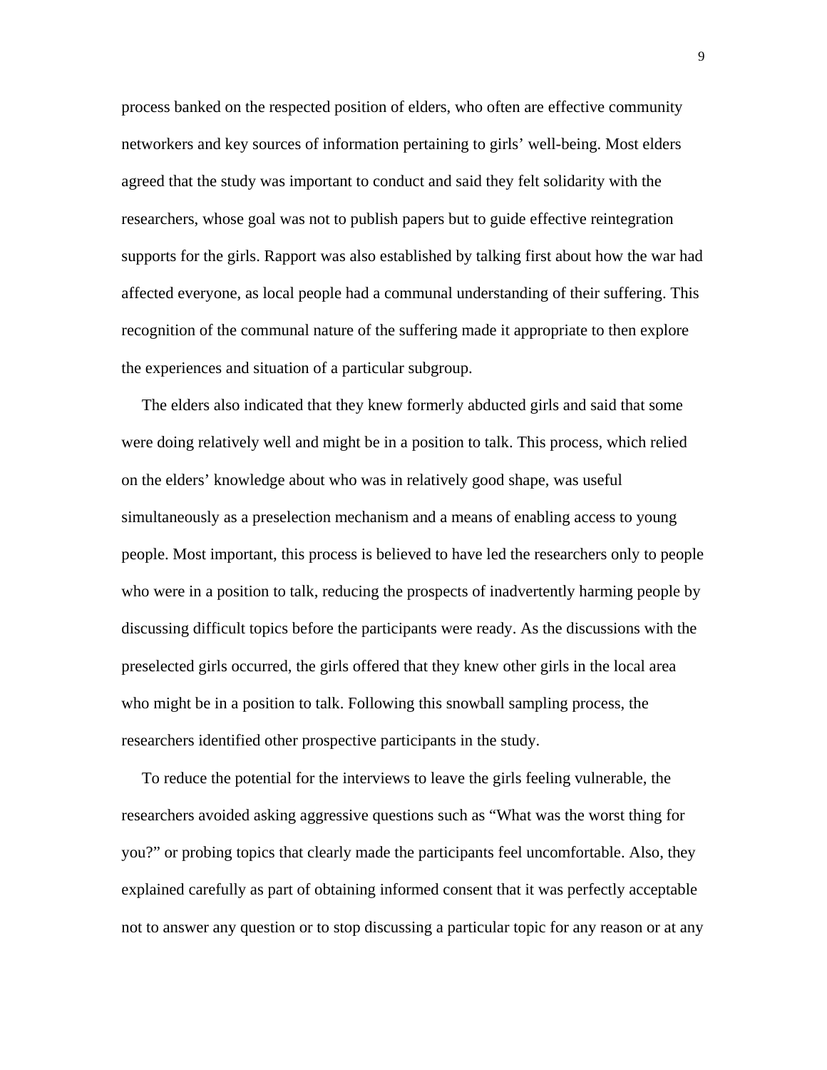process banked on the respected position of elders, who often are effective community networkers and key sources of information pertaining to girls' well-being. Most elders agreed that the study was important to conduct and said they felt solidarity with the researchers, whose goal was not to publish papers but to guide effective reintegration supports for the girls. Rapport was also established by talking first about how the war had affected everyone, as local people had a communal understanding of their suffering. This recognition of the communal nature of the suffering made it appropriate to then explore the experiences and situation of a particular subgroup.

The elders also indicated that they knew formerly abducted girls and said that some were doing relatively well and might be in a position to talk. This process, which relied on the elders' knowledge about who was in relatively good shape, was useful simultaneously as a preselection mechanism and a means of enabling access to young people. Most important, this process is believed to have led the researchers only to people who were in a position to talk, reducing the prospects of inadvertently harming people by discussing difficult topics before the participants were ready. As the discussions with the preselected girls occurred, the girls offered that they knew other girls in the local area who might be in a position to talk. Following this snowball sampling process, the researchers identified other prospective participants in the study.

To reduce the potential for the interviews to leave the girls feeling vulnerable, the researchers avoided asking aggressive questions such as "What was the worst thing for you?" or probing topics that clearly made the participants feel uncomfortable. Also, they explained carefully as part of obtaining informed consent that it was perfectly acceptable not to answer any question or to stop discussing a particular topic for any reason or at any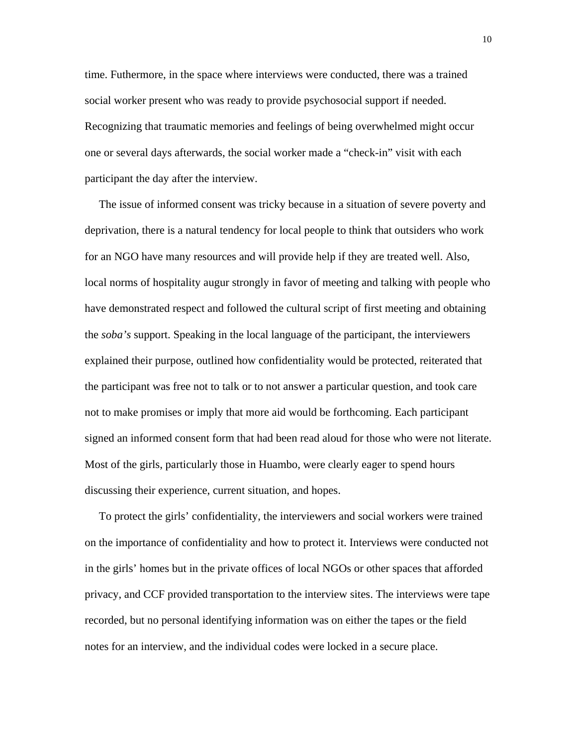time. Futhermore, in the space where interviews were conducted, there was a trained social worker present who was ready to provide psychosocial support if needed. Recognizing that traumatic memories and feelings of being overwhelmed might occur one or several days afterwards, the social worker made a "check-in" visit with each participant the day after the interview.

The issue of informed consent was tricky because in a situation of severe poverty and deprivation, there is a natural tendency for local people to think that outsiders who work for an NGO have many resources and will provide help if they are treated well. Also, local norms of hospitality augur strongly in favor of meeting and talking with people who have demonstrated respect and followed the cultural script of first meeting and obtaining the *soba's* support. Speaking in the local language of the participant, the interviewers explained their purpose, outlined how confidentiality would be protected, reiterated that the participant was free not to talk or to not answer a particular question, and took care not to make promises or imply that more aid would be forthcoming. Each participant signed an informed consent form that had been read aloud for those who were not literate. Most of the girls, particularly those in Huambo, were clearly eager to spend hours discussing their experience, current situation, and hopes.

To protect the girls' confidentiality, the interviewers and social workers were trained on the importance of confidentiality and how to protect it. Interviews were conducted not in the girls' homes but in the private offices of local NGOs or other spaces that afforded privacy, and CCF provided transportation to the interview sites. The interviews were tape recorded, but no personal identifying information was on either the tapes or the field notes for an interview, and the individual codes were locked in a secure place.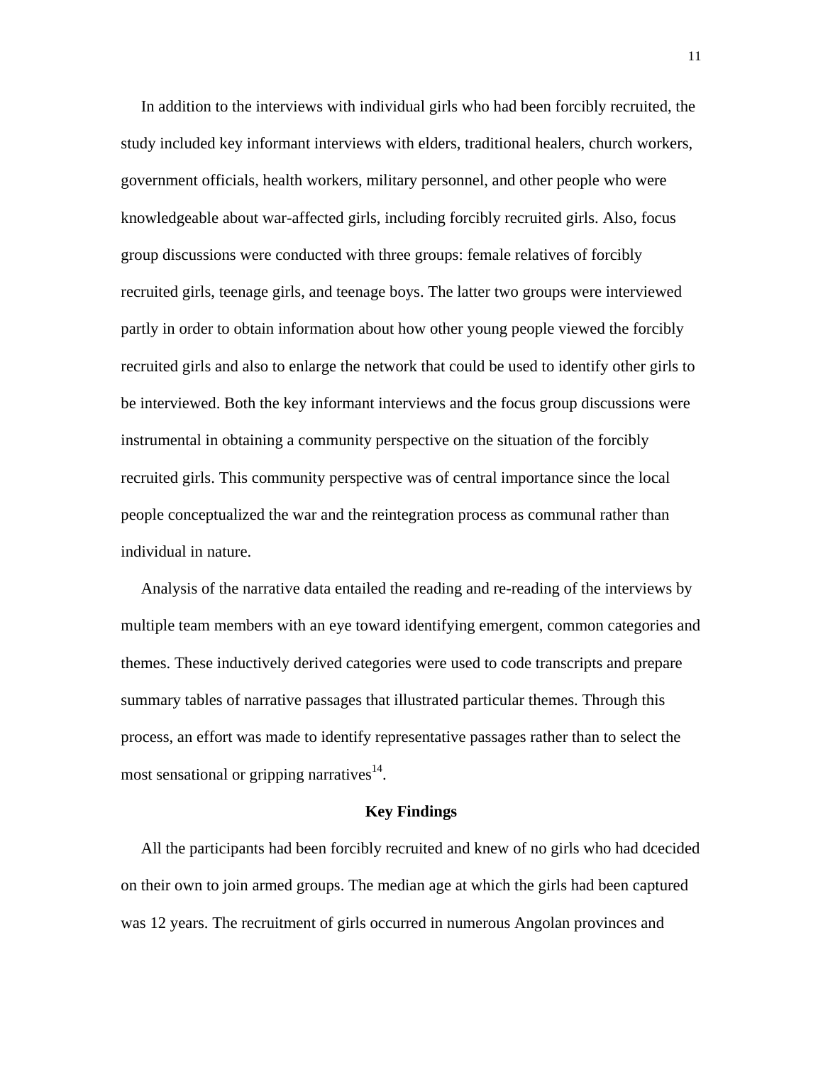In addition to the interviews with individual girls who had been forcibly recruited, the study included key informant interviews with elders, traditional healers, church workers, government officials, health workers, military personnel, and other people who were knowledgeable about war-affected girls, including forcibly recruited girls. Also, focus group discussions were conducted with three groups: female relatives of forcibly recruited girls, teenage girls, and teenage boys. The latter two groups were interviewed partly in order to obtain information about how other young people viewed the forcibly recruited girls and also to enlarge the network that could be used to identify other girls to be interviewed. Both the key informant interviews and the focus group discussions were instrumental in obtaining a community perspective on the situation of the forcibly recruited girls. This community perspective was of central importance since the local people conceptualized the war and the reintegration process as communal rather than individual in nature.

Analysis of the narrative data entailed the reading and re-reading of the interviews by multiple team members with an eye toward identifying emergent, common categories and themes. These inductively derived categories were used to code transcripts and prepare summary tables of narrative passages that illustrated particular themes. Through this process, an effort was made to identify representative passages rather than to select the most sensational or gripping narratives[14].

## Key Findings

All the participants had been forcibly recruited and knew of no girls who had dcecided on their own to join armed groups. The median age at which the girls had been captured was 12 years. The recruitment of girls occurred in numerous Angolan provinces and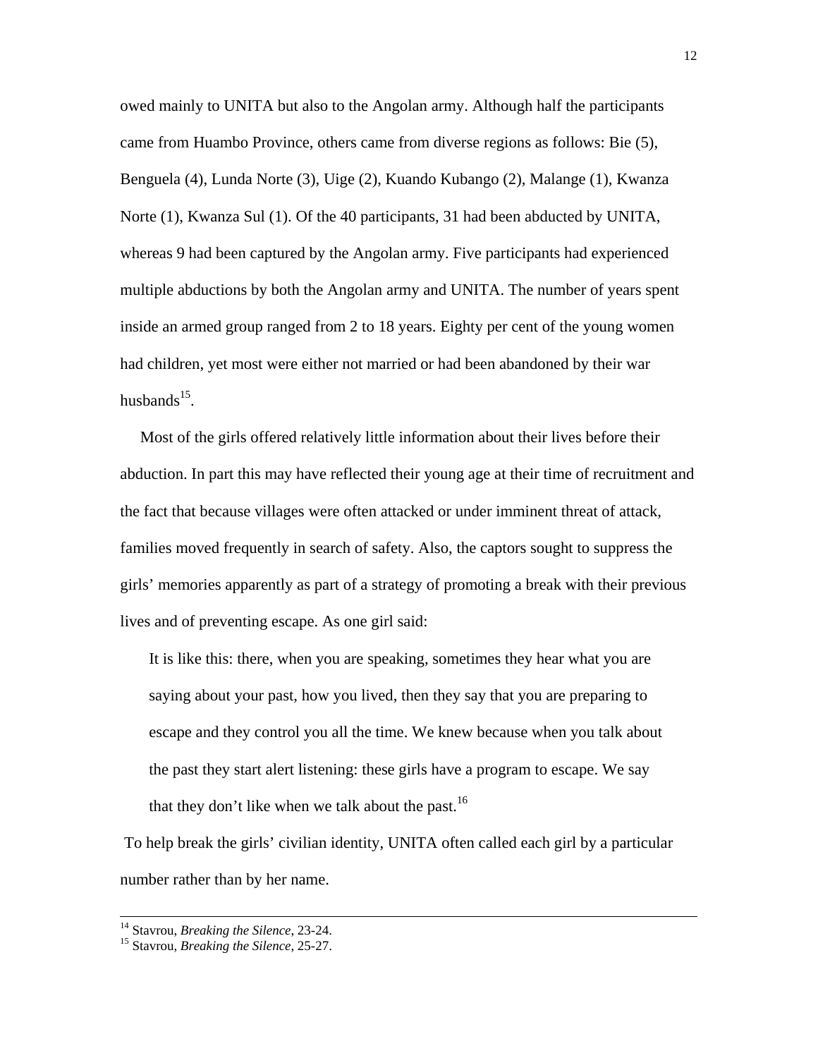owed mainly to UNITA but also to the Angolan army. Although half the participants came from Huambo Province, others came from diverse regions as follows: Bie (5), Benguela (4), Lunda Norte (3), Uige (2), Kuando Kubango (2), Malange (1), Kwanza Norte (1), Kwanza Sul (1). Of the 40 participants, 31 had been abducted by UNITA, whereas 9 had been captured by the Angolan army. Five participants had experienced multiple abductions by both the Angolan army and UNITA. The number of years spent inside an armed group ranged from 2 to 18 years. Eighty per cent of the young women had children, yet most were either not married or had been abandoned by their war husbands[15].

Most of the girls offered relatively little information about their lives before their abduction. In part this may have reflected their young age at their time of recruitment and the fact that because villages were often attacked or under imminent threat of attack, families moved frequently in search of safety. Also, the captors sought to suppress the girls' memories apparently as part of a strategy of promoting a break with their previous lives and of preventing escape. As one girl said:

> It is like this: there, when you are speaking, sometimes they hear what you are saying about your past, how you lived, then they say that you are preparing to escape and they control you all the time. We knew because when you talk about the past they start alert listening: these girls have a program to escape. We say that they don't like when we talk about the past.[16]

To help break the girls' civilian identity, UNITA often called each girl by a particular number rather than by her name.

---

[14] Stavrou, *Breaking the Silence*, 23-24.
[15] Stavrou, *Breaking the Silence*, 25-27.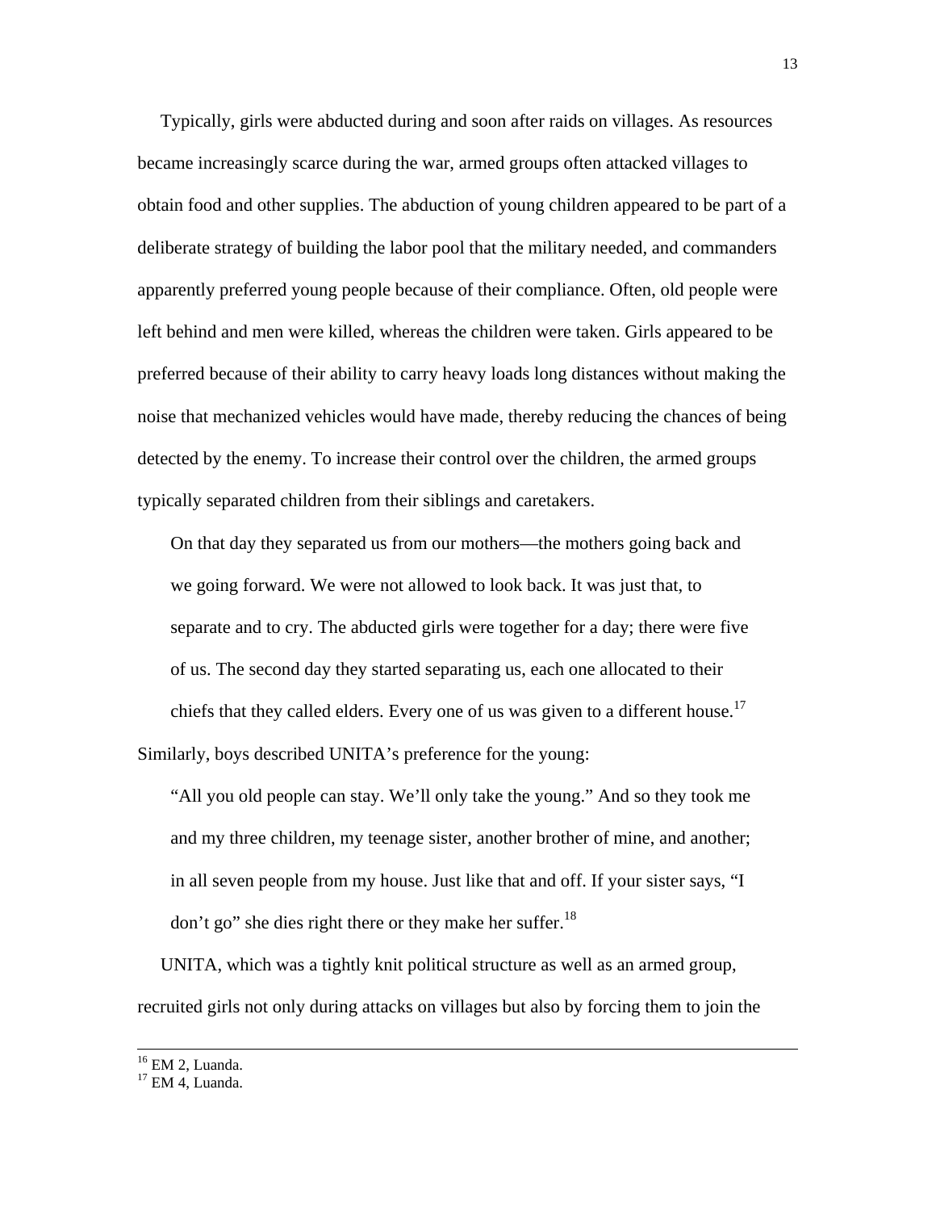Typically, girls were abducted during and soon after raids on villages. As resources became increasingly scarce during the war, armed groups often attacked villages to obtain food and other supplies. The abduction of young children appeared to be part of a deliberate strategy of building the labor pool that the military needed, and commanders apparently preferred young people because of their compliance. Often, old people were left behind and men were killed, whereas the children were taken. Girls appeared to be preferred because of their ability to carry heavy loads long distances without making the noise that mechanized vehicles would have made, thereby reducing the chances of being detected by the enemy. To increase their control over the children, the armed groups typically separated children from their siblings and caretakers.

> On that day they separated us from our mothers—the mothers going back and we going forward. We were not allowed to look back. It was just that, to separate and to cry. The abducted girls were together for a day; there were five of us. The second day they started separating us, each one allocated to their chiefs that they called elders. Every one of us was given to a different house.[17]

Similarly, boys described UNITA's preference for the young:

> "All you old people can stay. We'll only take the young." And so they took me and my three children, my teenage sister, another brother of mine, and another; in all seven people from my house. Just like that and off. If your sister says, "I don't go" she dies right there or they make her suffer.[18]

UNITA, which was a tightly knit political structure as well as an armed group, recruited girls not only during attacks on villages but also by forcing them to join the

---

[16] EM 2, Luanda.
[17] EM 4, Luanda.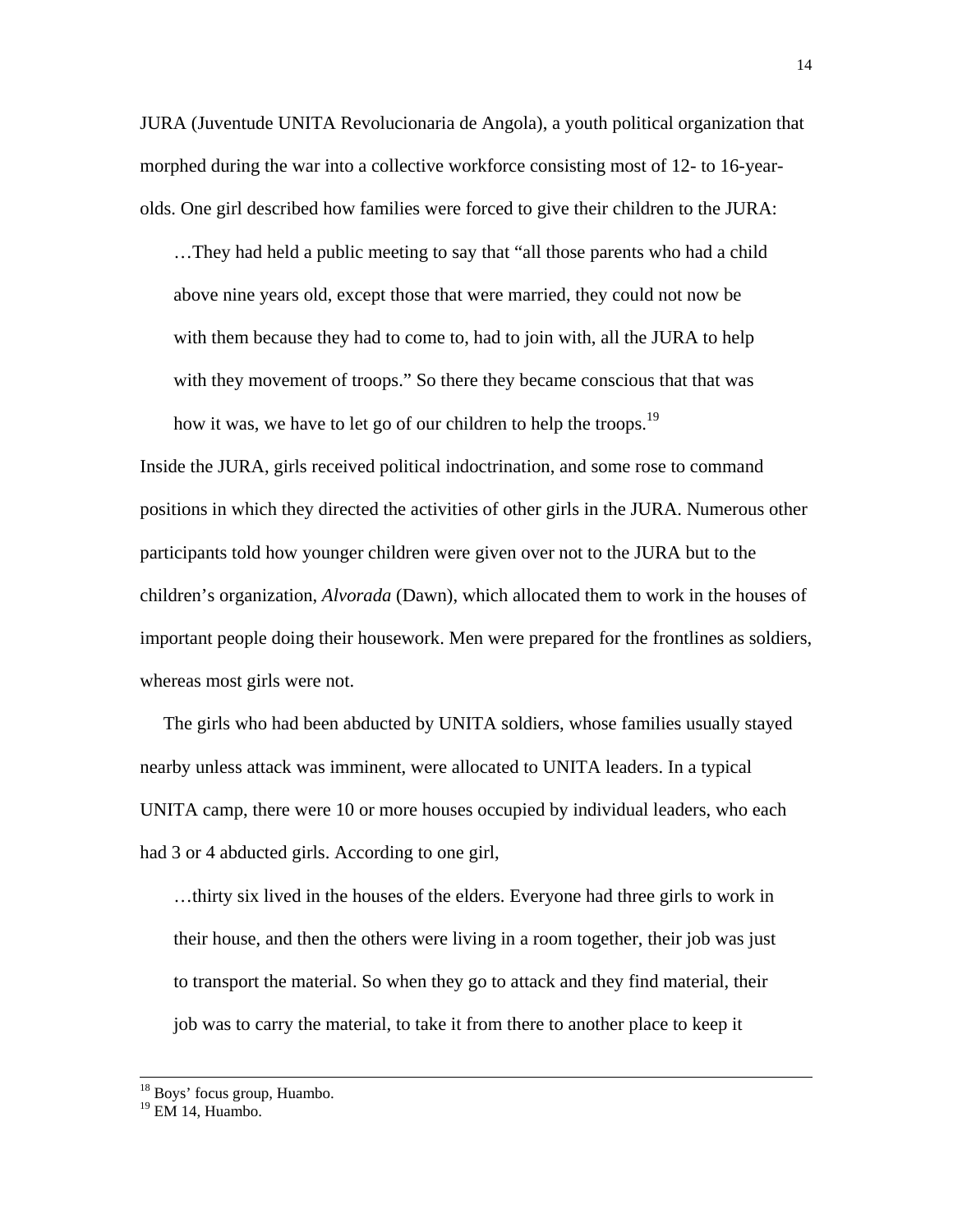JURA (Juventude UNITA Revolucionaria de Angola), a youth political organization that morphed during the war into a collective workforce consisting most of 12- to 16-year-olds. One girl described how families were forced to give their children to the JURA:

> …They had held a public meeting to say that "all those parents who had a child above nine years old, except those that were married, they could not now be with them because they had to come to, had to join with, all the JURA to help with they movement of troops." So there they became conscious that that was how it was, we have to let go of our children to help the troops.[19]

Inside the JURA, girls received political indoctrination, and some rose to command positions in which they directed the activities of other girls in the JURA. Numerous other participants told how younger children were given over not to the JURA but to the children's organization, *Alvorada* (Dawn), which allocated them to work in the houses of important people doing their housework. Men were prepared for the frontlines as soldiers, whereas most girls were not.

The girls who had been abducted by UNITA soldiers, whose families usually stayed nearby unless attack was imminent, were allocated to UNITA leaders. In a typical UNITA camp, there were 10 or more houses occupied by individual leaders, who each had 3 or 4 abducted girls. According to one girl,

> …thirty six lived in the houses of the elders. Everyone had three girls to work in their house, and then the others were living in a room together, their job was just to transport the material. So when they go to attack and they find material, their job was to carry the material, to take it from there to another place to keep it

---

[18] Boys' focus group, Huambo.

[19] EM 14, Huambo.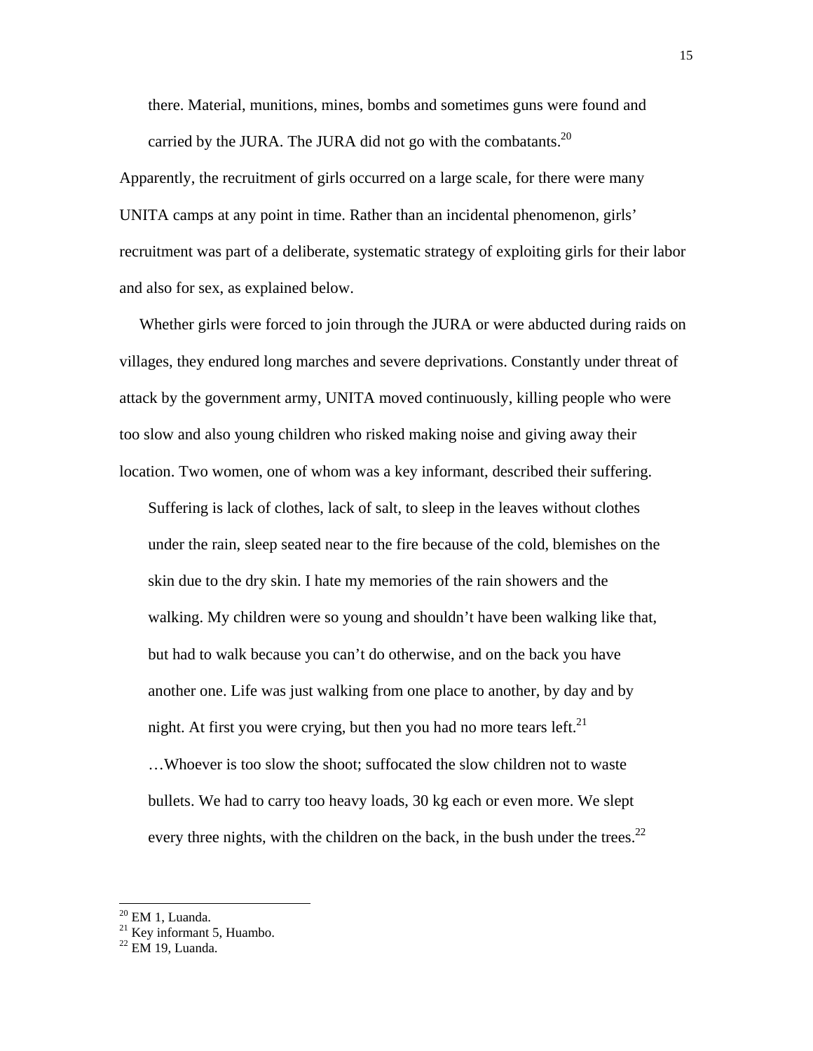> there. Material, munitions, mines, bombs and sometimes guns were found and carried by the JURA. The JURA did not go with the combatants.[20]

Apparently, the recruitment of girls occurred on a large scale, for there were many UNITA camps at any point in time. Rather than an incidental phenomenon, girls' recruitment was part of a deliberate, systematic strategy of exploiting girls for their labor and also for sex, as explained below.

Whether girls were forced to join through the JURA or were abducted during raids on villages, they endured long marches and severe deprivations. Constantly under threat of attack by the government army, UNITA moved continuously, killing people who were too slow and also young children who risked making noise and giving away their location. Two women, one of whom was a key informant, described their suffering.

> Suffering is lack of clothes, lack of salt, to sleep in the leaves without clothes under the rain, sleep seated near to the fire because of the cold, blemishes on the skin due to the dry skin. I hate my memories of the rain showers and the walking. My children were so young and shouldn't have been walking like that, but had to walk because you can't do otherwise, and on the back you have another one. Life was just walking from one place to another, by day and by night. At first you were crying, but then you had no more tears left.[21]
>
> …Whoever is too slow the shoot; suffocated the slow children not to waste bullets. We had to carry too heavy loads, 30 kg each or even more. We slept every three nights, with the children on the back, in the bush under the trees.[22]

---

[20] EM 1, Luanda.

[21] Key informant 5, Huambo.

[22] EM 19, Luanda.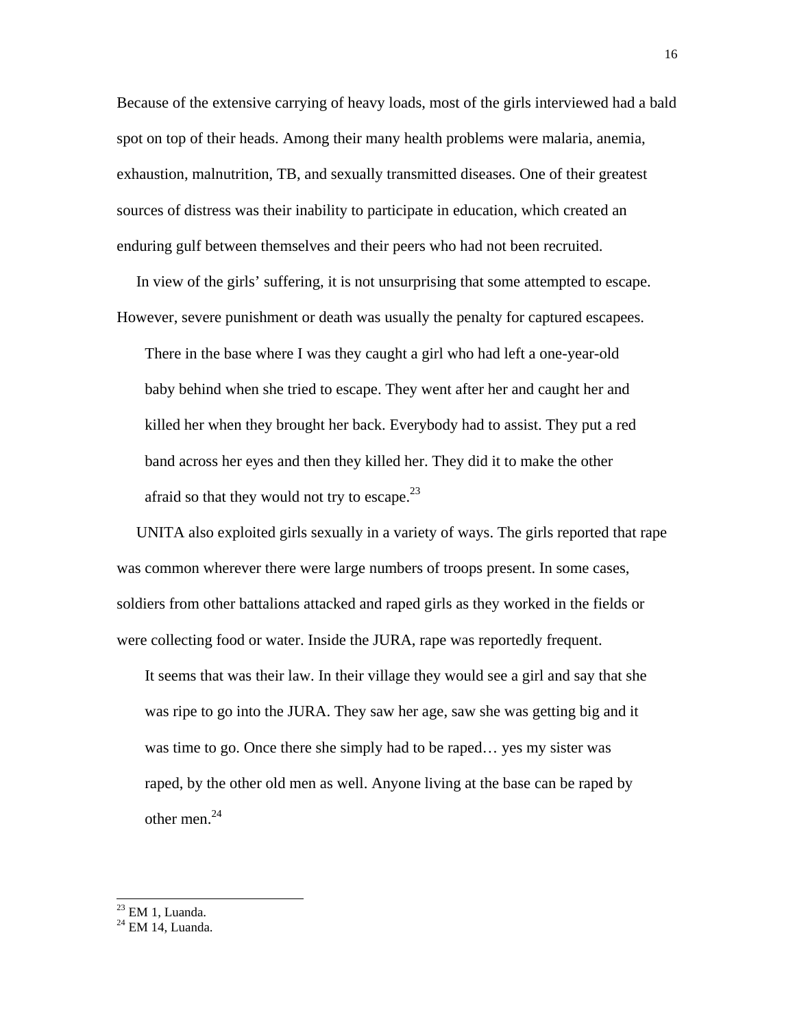Because of the extensive carrying of heavy loads, most of the girls interviewed had a bald spot on top of their heads. Among their many health problems were malaria, anemia, exhaustion, malnutrition, TB, and sexually transmitted diseases. One of their greatest sources of distress was their inability to participate in education, which created an enduring gulf between themselves and their peers who had not been recruited.

In view of the girls' suffering, it is not unsurprising that some attempted to escape. However, severe punishment or death was usually the penalty for captured escapees.

> There in the base where I was they caught a girl who had left a one-year-old baby behind when she tried to escape. They went after her and caught her and killed her when they brought her back. Everybody had to assist. They put a red band across her eyes and then they killed her. They did it to make the other afraid so that they would not try to escape.[23]

UNITA also exploited girls sexually in a variety of ways. The girls reported that rape was common wherever there were large numbers of troops present. In some cases, soldiers from other battalions attacked and raped girls as they worked in the fields or were collecting food or water. Inside the JURA, rape was reportedly frequent.

> It seems that was their law. In their village they would see a girl and say that she was ripe to go into the JURA. They saw her age, saw she was getting big and it was time to go. Once there she simply had to be raped… yes my sister was raped, by the other old men as well. Anyone living at the base can be raped by other men.[24]

---

[23] EM 1, Luanda.

[24] EM 14, Luanda.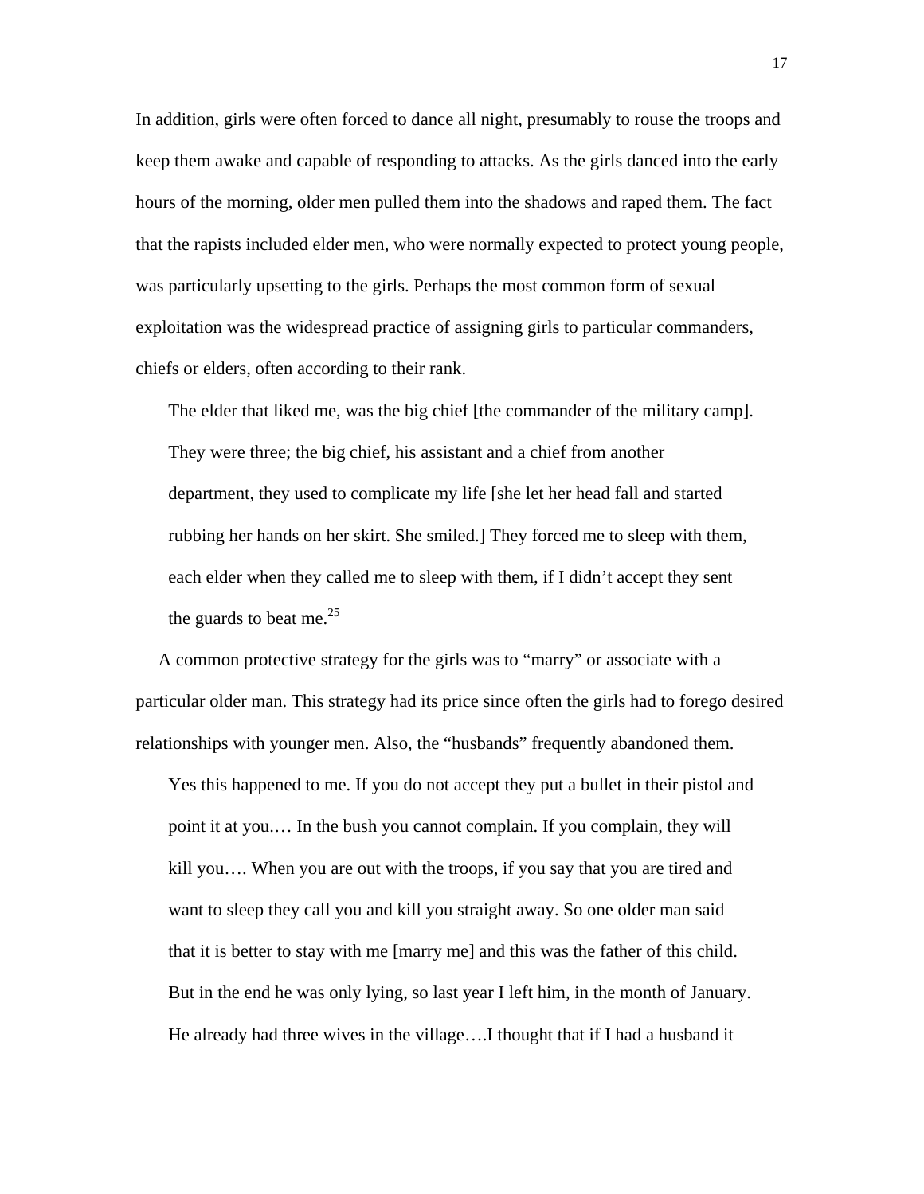In addition, girls were often forced to dance all night, presumably to rouse the troops and keep them awake and capable of responding to attacks. As the girls danced into the early hours of the morning, older men pulled them into the shadows and raped them. The fact that the rapists included elder men, who were normally expected to protect young people, was particularly upsetting to the girls. Perhaps the most common form of sexual exploitation was the widespread practice of assigning girls to particular commanders, chiefs or elders, often according to their rank.

> The elder that liked me, was the big chief [the commander of the military camp]. They were three; the big chief, his assistant and a chief from another department, they used to complicate my life [she let her head fall and started rubbing her hands on her skirt. She smiled.] They forced me to sleep with them, each elder when they called me to sleep with them, if I didn't accept they sent the guards to beat me.[25]

A common protective strategy for the girls was to "marry" or associate with a particular older man. This strategy had its price since often the girls had to forego desired relationships with younger men. Also, the "husbands" frequently abandoned them.

> Yes this happened to me. If you do not accept they put a bullet in their pistol and point it at you.… In the bush you cannot complain. If you complain, they will kill you…. When you are out with the troops, if you say that you are tired and want to sleep they call you and kill you straight away. So one older man said that it is better to stay with me [marry me] and this was the father of this child. But in the end he was only lying, so last year I left him, in the month of January. He already had three wives in the village….I thought that if I had a husband it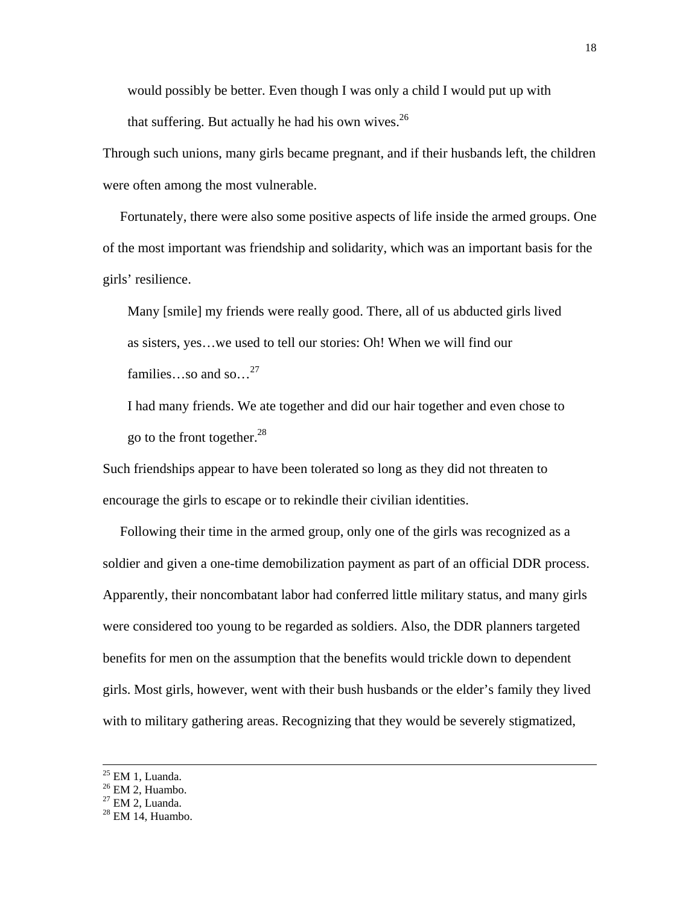> would possibly be better. Even though I was only a child I would put up with that suffering. But actually he had his own wives.[26]

Through such unions, many girls became pregnant, and if their husbands left, the children were often among the most vulnerable.

Fortunately, there were also some positive aspects of life inside the armed groups. One of the most important was friendship and solidarity, which was an important basis for the girls' resilience.

> Many [smile] my friends were really good. There, all of us abducted girls lived as sisters, yes…we used to tell our stories: Oh! When we will find our families…so and so…[27]

> I had many friends. We ate together and did our hair together and even chose to go to the front together.[28]

Such friendships appear to have been tolerated so long as they did not threaten to encourage the girls to escape or to rekindle their civilian identities.

Following their time in the armed group, only one of the girls was recognized as a soldier and given a one-time demobilization payment as part of an official DDR process. Apparently, their noncombatant labor had conferred little military status, and many girls were considered too young to be regarded as soldiers. Also, the DDR planners targeted benefits for men on the assumption that the benefits would trickle down to dependent girls. Most girls, however, went with their bush husbands or the elder's family they lived with to military gathering areas. Recognizing that they would be severely stigmatized,

---

[25] EM 1, Luanda.
[26] EM 2, Huambo.
[27] EM 2, Luanda.
[28] EM 14, Huambo.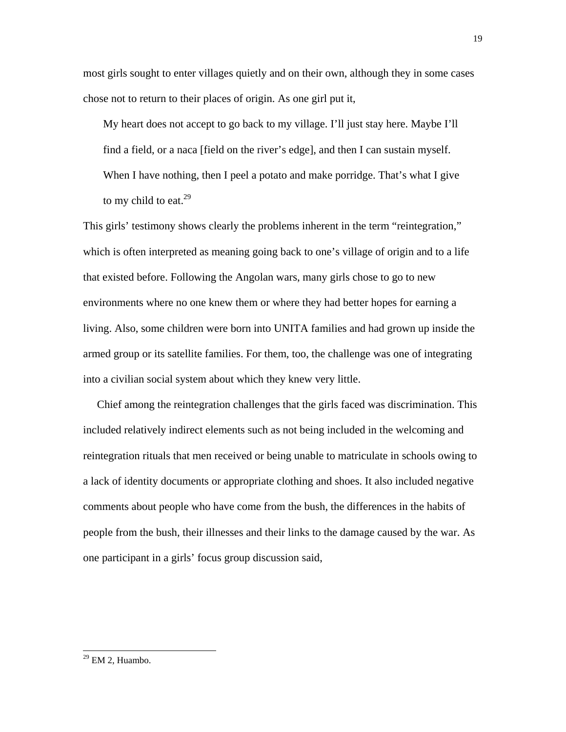most girls sought to enter villages quietly and on their own, although they in some cases chose not to return to their places of origin. As one girl put it,

> My heart does not accept to go back to my village. I'll just stay here. Maybe I'll find a field, or a naca [field on the river's edge], and then I can sustain myself. When I have nothing, then I peel a potato and make porridge. That's what I give to my child to eat.[29]

This girls' testimony shows clearly the problems inherent in the term "reintegration," which is often interpreted as meaning going back to one's village of origin and to a life that existed before. Following the Angolan wars, many girls chose to go to new environments where no one knew them or where they had better hopes for earning a living. Also, some children were born into UNITA families and had grown up inside the armed group or its satellite families. For them, too, the challenge was one of integrating into a civilian social system about which they knew very little.

Chief among the reintegration challenges that the girls faced was discrimination. This included relatively indirect elements such as not being included in the welcoming and reintegration rituals that men received or being unable to matriculate in schools owing to a lack of identity documents or appropriate clothing and shoes. It also included negative comments about people who have come from the bush, the differences in the habits of people from the bush, their illnesses and their links to the damage caused by the war. As one participant in a girls' focus group discussion said,

---

[29] EM 2, Huambo.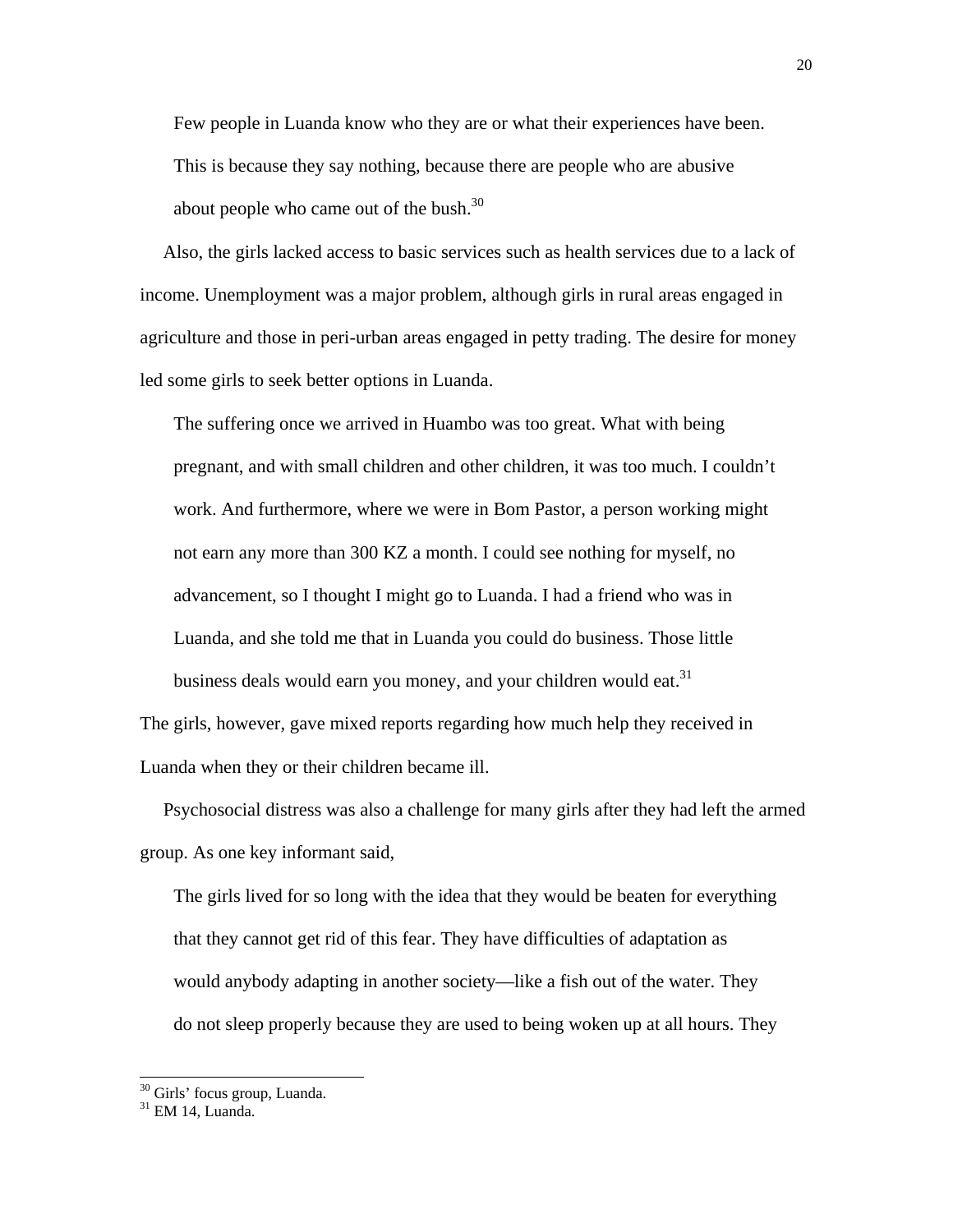> Few people in Luanda know who they are or what their experiences have been. This is because they say nothing, because there are people who are abusive about people who came out of the bush.[30]

Also, the girls lacked access to basic services such as health services due to a lack of income. Unemployment was a major problem, although girls in rural areas engaged in agriculture and those in peri-urban areas engaged in petty trading. The desire for money led some girls to seek better options in Luanda.

> The suffering once we arrived in Huambo was too great. What with being pregnant, and with small children and other children, it was too much. I couldn't work. And furthermore, where we were in Bom Pastor, a person working might not earn any more than 300 KZ a month. I could see nothing for myself, no advancement, so I thought I might go to Luanda. I had a friend who was in Luanda, and she told me that in Luanda you could do business. Those little business deals would earn you money, and your children would eat.[31]

The girls, however, gave mixed reports regarding how much help they received in Luanda when they or their children became ill.

Psychosocial distress was also a challenge for many girls after they had left the armed group. As one key informant said,

> The girls lived for so long with the idea that they would be beaten for everything that they cannot get rid of this fear. They have difficulties of adaptation as would anybody adapting in another society—like a fish out of the water. They do not sleep properly because they are used to being woken up at all hours. They

---

[30] Girls' focus group, Luanda.

[31] EM 14, Luanda.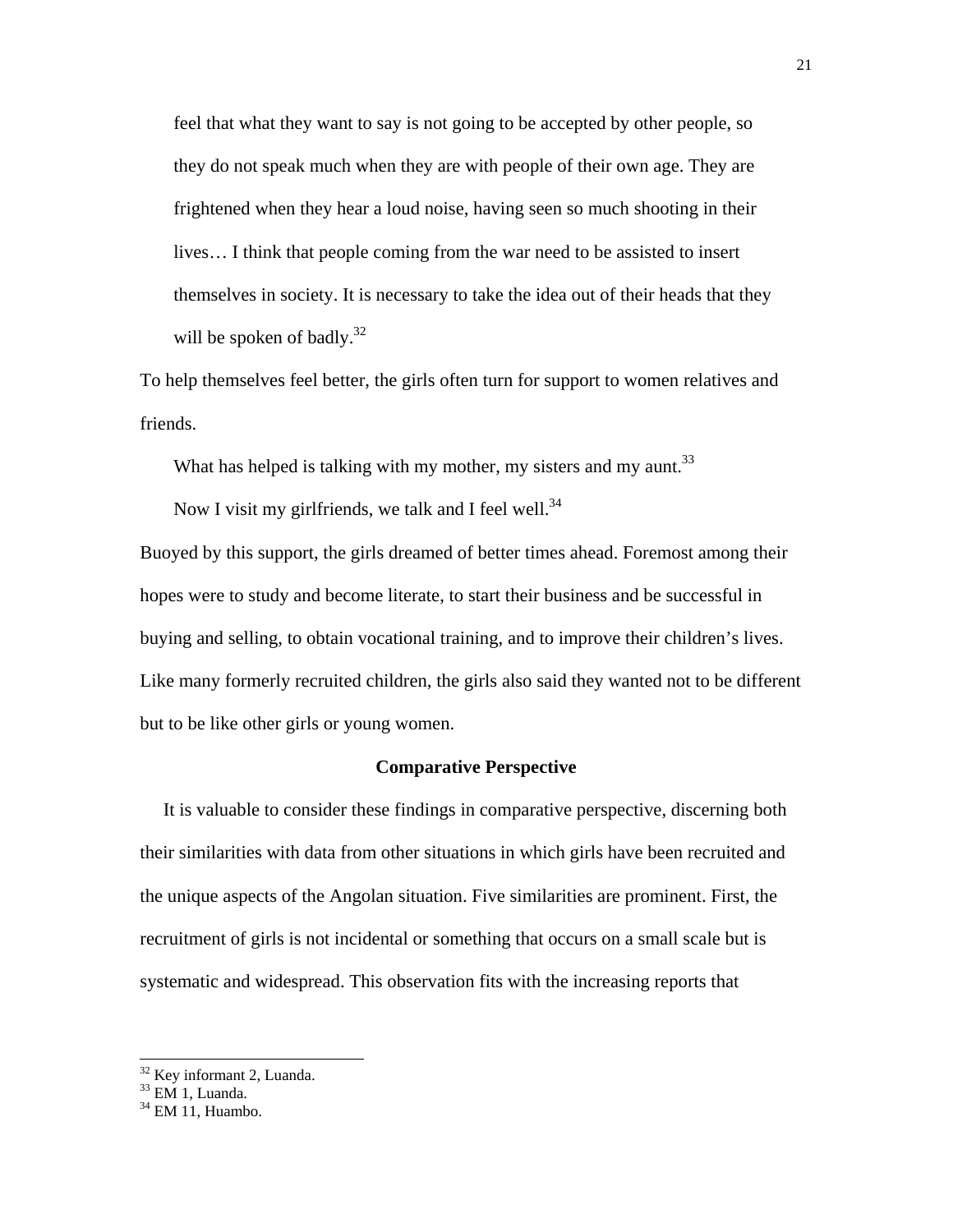> feel that what they want to say is not going to be accepted by other people, so they do not speak much when they are with people of their own age. They are frightened when they hear a loud noise, having seen so much shooting in their lives… I think that people coming from the war need to be assisted to insert themselves in society. It is necessary to take the idea out of their heads that they will be spoken of badly.[32]

To help themselves feel better, the girls often turn for support to women relatives and friends.

> What has helped is talking with my mother, my sisters and my aunt.[33]
>
> Now I visit my girlfriends, we talk and I feel well.[34]

Buoyed by this support, the girls dreamed of better times ahead. Foremost among their hopes were to study and become literate, to start their business and be successful in buying and selling, to obtain vocational training, and to improve their children's lives. Like many formerly recruited children, the girls also said they wanted not to be different but to be like other girls or young women.

### Comparative Perspective

It is valuable to consider these findings in comparative perspective, discerning both their similarities with data from other situations in which girls have been recruited and the unique aspects of the Angolan situation. Five similarities are prominent. First, the recruitment of girls is not incidental or something that occurs on a small scale but is systematic and widespread. This observation fits with the increasing reports that

---

[32] Key informant 2, Luanda.

[33] EM 1, Luanda.

[34] EM 11, Huambo.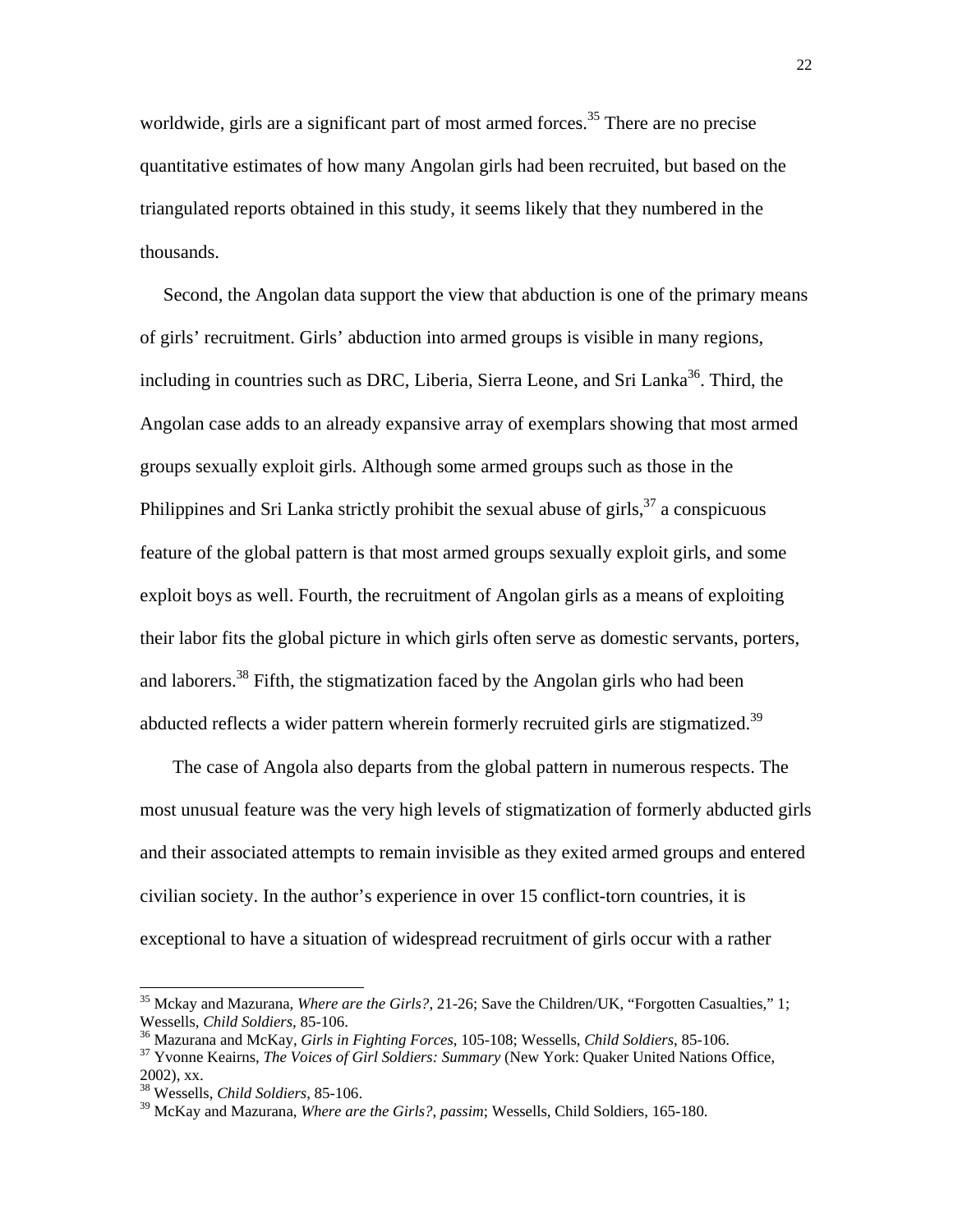worldwide, girls are a significant part of most armed forces.[35] There are no precise quantitative estimates of how many Angolan girls had been recruited, but based on the triangulated reports obtained in this study, it seems likely that they numbered in the thousands.

Second, the Angolan data support the view that abduction is one of the primary means of girls' recruitment. Girls' abduction into armed groups is visible in many regions, including in countries such as DRC, Liberia, Sierra Leone, and Sri Lanka[36]. Third, the Angolan case adds to an already expansive array of exemplars showing that most armed groups sexually exploit girls. Although some armed groups such as those in the Philippines and Sri Lanka strictly prohibit the sexual abuse of girls,[37] a conspicuous feature of the global pattern is that most armed groups sexually exploit girls, and some exploit boys as well. Fourth, the recruitment of Angolan girls as a means of exploiting their labor fits the global picture in which girls often serve as domestic servants, porters, and laborers.[38] Fifth, the stigmatization faced by the Angolan girls who had been abducted reflects a wider pattern wherein formerly recruited girls are stigmatized.[39]

The case of Angola also departs from the global pattern in numerous respects. The most unusual feature was the very high levels of stigmatization of formerly abducted girls and their associated attempts to remain invisible as they exited armed groups and entered civilian society. In the author's experience in over 15 conflict-torn countries, it is exceptional to have a situation of widespread recruitment of girls occur with a rather

---

[35] Mckay and Mazurana, *Where are the Girls?*, 21-26; Save the Children/UK, "Forgotten Casualties," 1; Wessells, *Child Soldiers*, 85-106.

[36] Mazurana and McKay, *Girls in Fighting Forces*, 105-108; Wessells, *Child Soldiers*, 85-106.

[37] Yvonne Keairns, *The Voices of Girl Soldiers: Summary* (New York: Quaker United Nations Office, 2002), xx.

[38] Wessells, *Child Soldiers*, 85-106.

[39] McKay and Mazurana, *Where are the Girls?*, *passim*; Wessells, Child Soldiers, 165-180.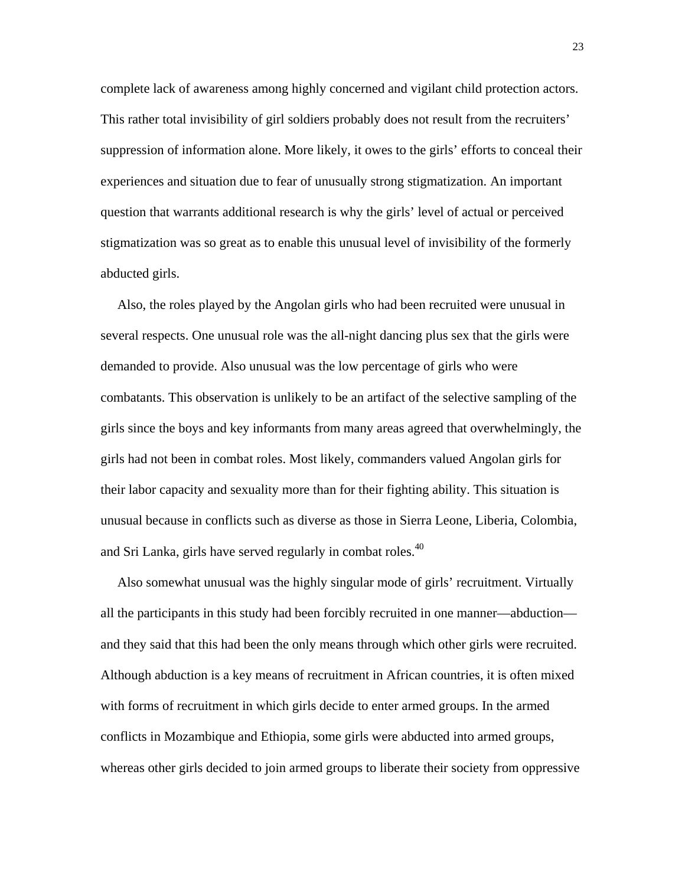complete lack of awareness among highly concerned and vigilant child protection actors. This rather total invisibility of girl soldiers probably does not result from the recruiters' suppression of information alone. More likely, it owes to the girls' efforts to conceal their experiences and situation due to fear of unusually strong stigmatization. An important question that warrants additional research is why the girls' level of actual or perceived stigmatization was so great as to enable this unusual level of invisibility of the formerly abducted girls.

Also, the roles played by the Angolan girls who had been recruited were unusual in several respects. One unusual role was the all-night dancing plus sex that the girls were demanded to provide. Also unusual was the low percentage of girls who were combatants. This observation is unlikely to be an artifact of the selective sampling of the girls since the boys and key informants from many areas agreed that overwhelmingly, the girls had not been in combat roles. Most likely, commanders valued Angolan girls for their labor capacity and sexuality more than for their fighting ability. This situation is unusual because in conflicts such as diverse as those in Sierra Leone, Liberia, Colombia, and Sri Lanka, girls have served regularly in combat roles.[40]

Also somewhat unusual was the highly singular mode of girls' recruitment. Virtually all the participants in this study had been forcibly recruited in one manner—abduction—and they said that this had been the only means through which other girls were recruited. Although abduction is a key means of recruitment in African countries, it is often mixed with forms of recruitment in which girls decide to enter armed groups. In the armed conflicts in Mozambique and Ethiopia, some girls were abducted into armed groups, whereas other girls decided to join armed groups to liberate their society from oppressive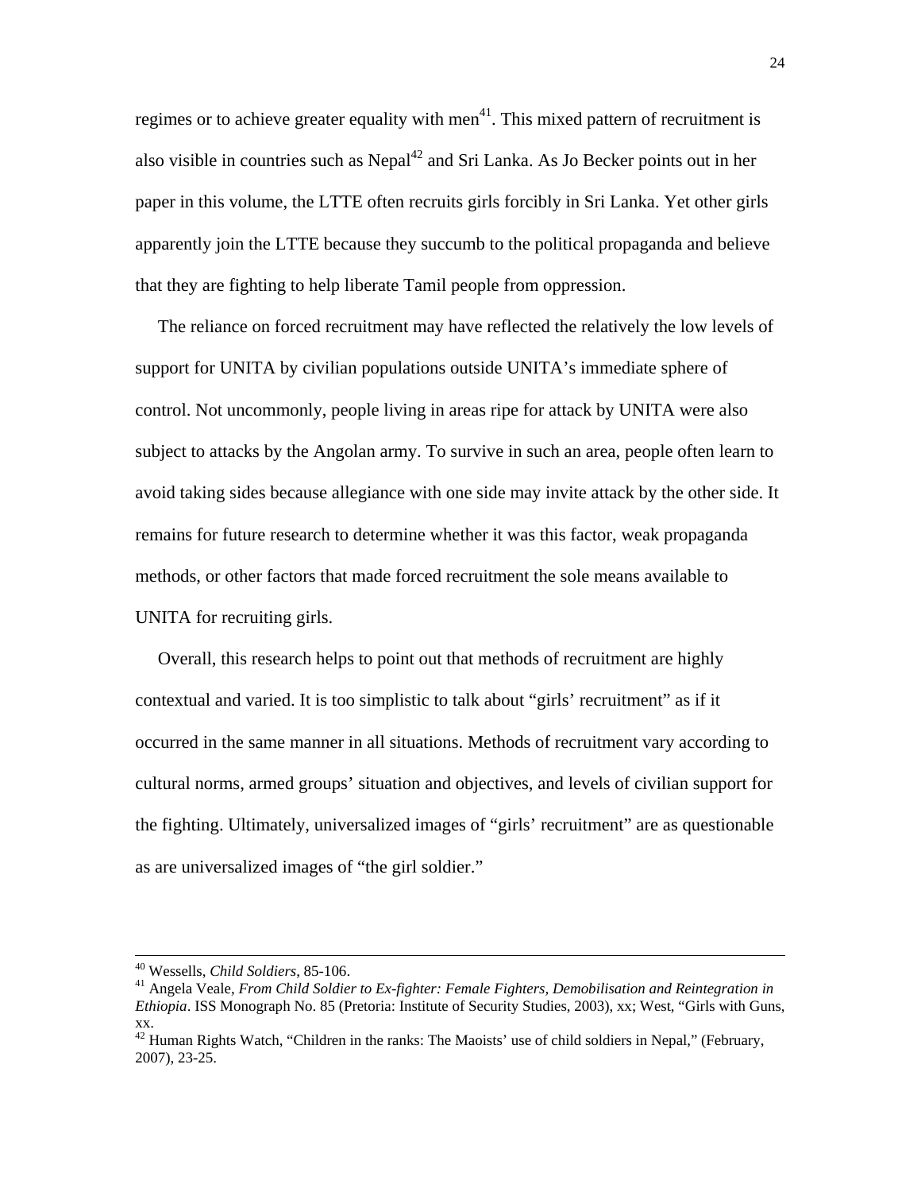regimes or to achieve greater equality with men[41]. This mixed pattern of recruitment is also visible in countries such as Nepal[42] and Sri Lanka. As Jo Becker points out in her paper in this volume, the LTTE often recruits girls forcibly in Sri Lanka. Yet other girls apparently join the LTTE because they succumb to the political propaganda and believe that they are fighting to help liberate Tamil people from oppression.

The reliance on forced recruitment may have reflected the relatively the low levels of support for UNITA by civilian populations outside UNITA's immediate sphere of control. Not uncommonly, people living in areas ripe for attack by UNITA were also subject to attacks by the Angolan army. To survive in such an area, people often learn to avoid taking sides because allegiance with one side may invite attack by the other side. It remains for future research to determine whether it was this factor, weak propaganda methods, or other factors that made forced recruitment the sole means available to UNITA for recruiting girls.

Overall, this research helps to point out that methods of recruitment are highly contextual and varied. It is too simplistic to talk about "girls' recruitment" as if it occurred in the same manner in all situations. Methods of recruitment vary according to cultural norms, armed groups' situation and objectives, and levels of civilian support for the fighting. Ultimately, universalized images of "girls' recruitment" are as questionable as are universalized images of "the girl soldier."

---

[40] Wessells, *Child Soldiers*, 85-106.

[41] Angela Veale, *From Child Soldier to Ex-fighter: Female Fighters, Demobilisation and Reintegration in Ethiopia*. ISS Monograph No. 85 (Pretoria: Institute of Security Studies, 2003), xx; West, "Girls with Guns, xx.

[42] Human Rights Watch, "Children in the ranks: The Maoists' use of child soldiers in Nepal," (February, 2007), 23-25.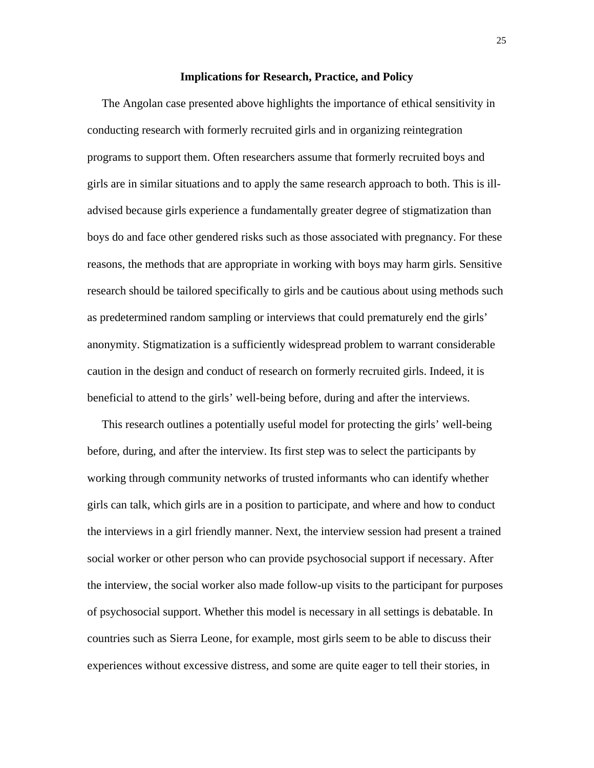## Implications for Research, Practice, and Policy

The Angolan case presented above highlights the importance of ethical sensitivity in conducting research with formerly recruited girls and in organizing reintegration programs to support them. Often researchers assume that formerly recruited boys and girls are in similar situations and to apply the same research approach to both. This is ill-advised because girls experience a fundamentally greater degree of stigmatization than boys do and face other gendered risks such as those associated with pregnancy. For these reasons, the methods that are appropriate in working with boys may harm girls. Sensitive research should be tailored specifically to girls and be cautious about using methods such as predetermined random sampling or interviews that could prematurely end the girls' anonymity. Stigmatization is a sufficiently widespread problem to warrant considerable caution in the design and conduct of research on formerly recruited girls. Indeed, it is beneficial to attend to the girls' well-being before, during and after the interviews.

This research outlines a potentially useful model for protecting the girls' well-being before, during, and after the interview. Its first step was to select the participants by working through community networks of trusted informants who can identify whether girls can talk, which girls are in a position to participate, and where and how to conduct the interviews in a girl friendly manner. Next, the interview session had present a trained social worker or other person who can provide psychosocial support if necessary. After the interview, the social worker also made follow-up visits to the participant for purposes of psychosocial support. Whether this model is necessary in all settings is debatable. In countries such as Sierra Leone, for example, most girls seem to be able to discuss their experiences without excessive distress, and some are quite eager to tell their stories, in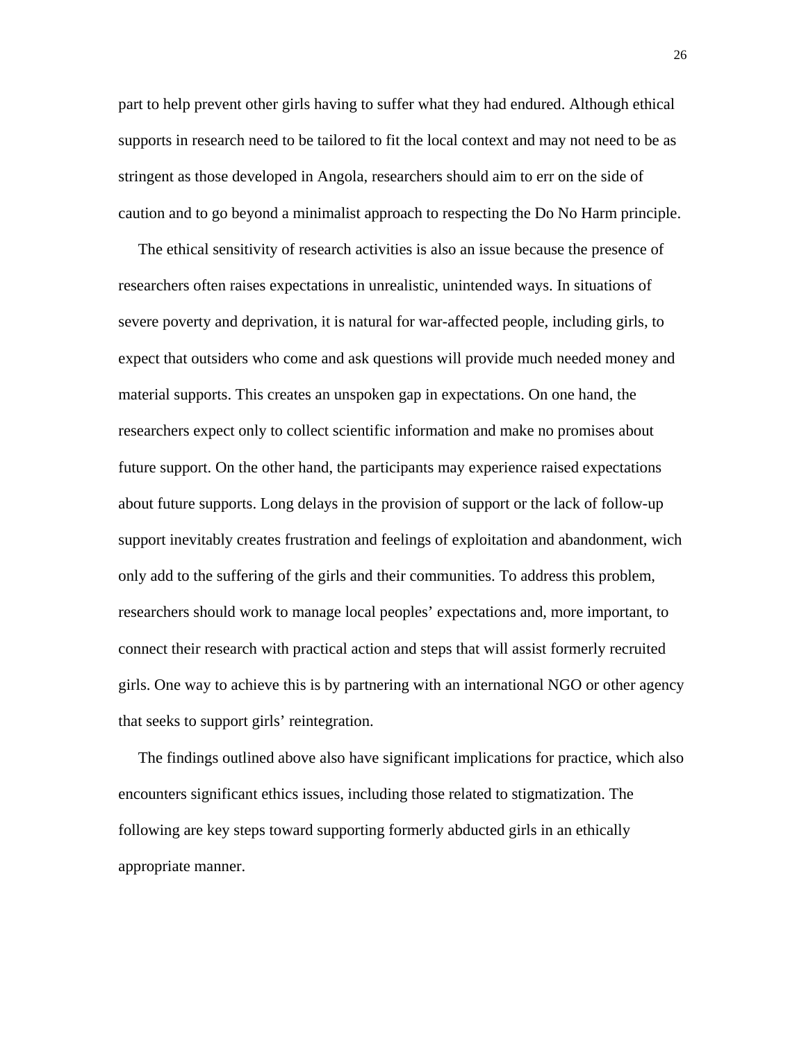part to help prevent other girls having to suffer what they had endured. Although ethical supports in research need to be tailored to fit the local context and may not need to be as stringent as those developed in Angola, researchers should aim to err on the side of caution and to go beyond a minimalist approach to respecting the Do No Harm principle.

The ethical sensitivity of research activities is also an issue because the presence of researchers often raises expectations in unrealistic, unintended ways. In situations of severe poverty and deprivation, it is natural for war-affected people, including girls, to expect that outsiders who come and ask questions will provide much needed money and material supports. This creates an unspoken gap in expectations. On one hand, the researchers expect only to collect scientific information and make no promises about future support. On the other hand, the participants may experience raised expectations about future supports. Long delays in the provision of support or the lack of follow-up support inevitably creates frustration and feelings of exploitation and abandonment, wich only add to the suffering of the girls and their communities. To address this problem, researchers should work to manage local peoples' expectations and, more important, to connect their research with practical action and steps that will assist formerly recruited girls. One way to achieve this is by partnering with an international NGO or other agency that seeks to support girls' reintegration.

The findings outlined above also have significant implications for practice, which also encounters significant ethics issues, including those related to stigmatization. The following are key steps toward supporting formerly abducted girls in an ethically appropriate manner.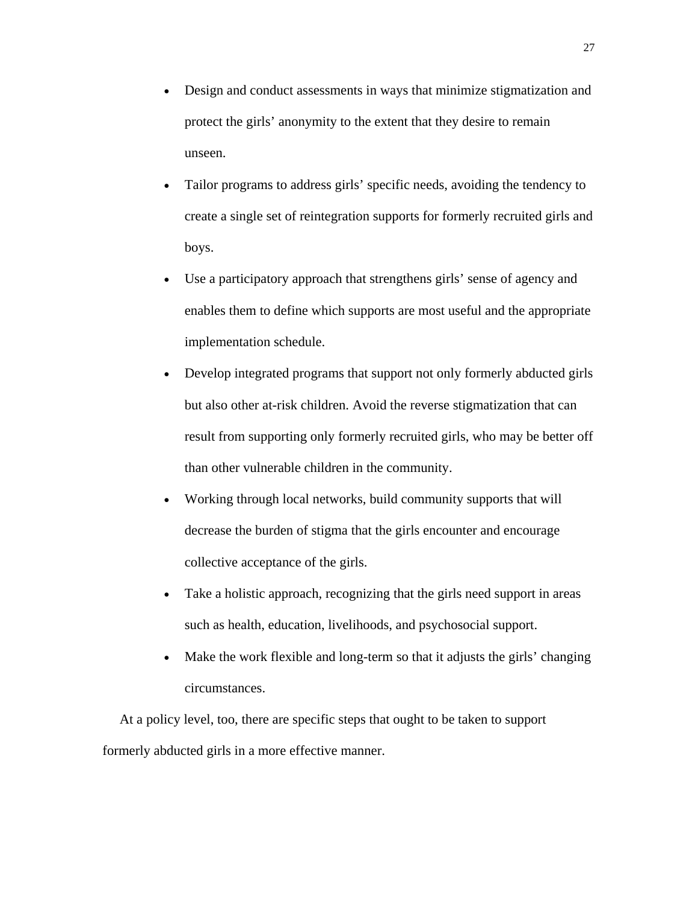- Design and conduct assessments in ways that minimize stigmatization and protect the girls' anonymity to the extent that they desire to remain unseen.
- Tailor programs to address girls' specific needs, avoiding the tendency to create a single set of reintegration supports for formerly recruited girls and boys.
- Use a participatory approach that strengthens girls' sense of agency and enables them to define which supports are most useful and the appropriate implementation schedule.
- Develop integrated programs that support not only formerly abducted girls but also other at-risk children. Avoid the reverse stigmatization that can result from supporting only formerly recruited girls, who may be better off than other vulnerable children in the community.
- Working through local networks, build community supports that will decrease the burden of stigma that the girls encounter and encourage collective acceptance of the girls.
- Take a holistic approach, recognizing that the girls need support in areas such as health, education, livelihoods, and psychosocial support.
- Make the work flexible and long-term so that it adjusts the girls' changing circumstances.

At a policy level, too, there are specific steps that ought to be taken to support formerly abducted girls in a more effective manner.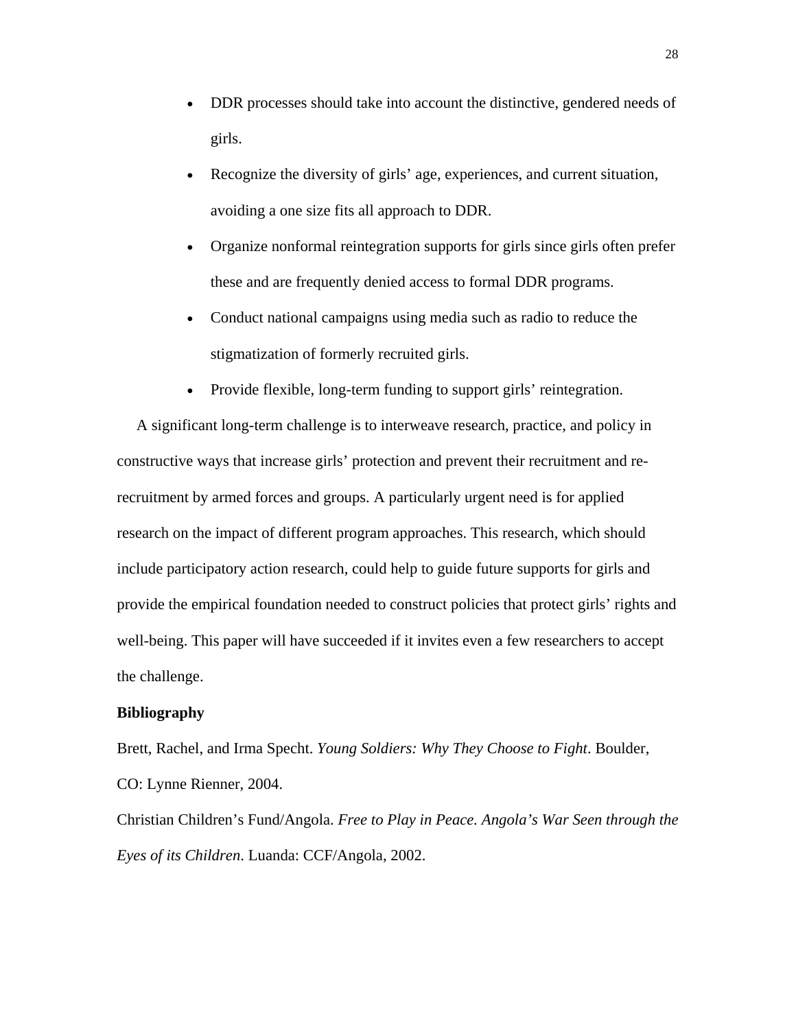- DDR processes should take into account the distinctive, gendered needs of girls.
- Recognize the diversity of girls' age, experiences, and current situation, avoiding a one size fits all approach to DDR.
- Organize nonformal reintegration supports for girls since girls often prefer these and are frequently denied access to formal DDR programs.
- Conduct national campaigns using media such as radio to reduce the stigmatization of formerly recruited girls.
- Provide flexible, long-term funding to support girls' reintegration.

A significant long-term challenge is to interweave research, practice, and policy in constructive ways that increase girls' protection and prevent their recruitment and re-recruitment by armed forces and groups. A particularly urgent need is for applied research on the impact of different program approaches. This research, which should include participatory action research, could help to guide future supports for girls and provide the empirical foundation needed to construct policies that protect girls' rights and well-being. This paper will have succeeded if it invites even a few researchers to accept the challenge.

**Bibliography**

Brett, Rachel, and Irma Specht. *Young Soldiers: Why They Choose to Fight*. Boulder, CO: Lynne Rienner, 2004.

Christian Children's Fund/Angola. *Free to Play in Peace. Angola's War Seen through the Eyes of its Children*. Luanda: CCF/Angola, 2002.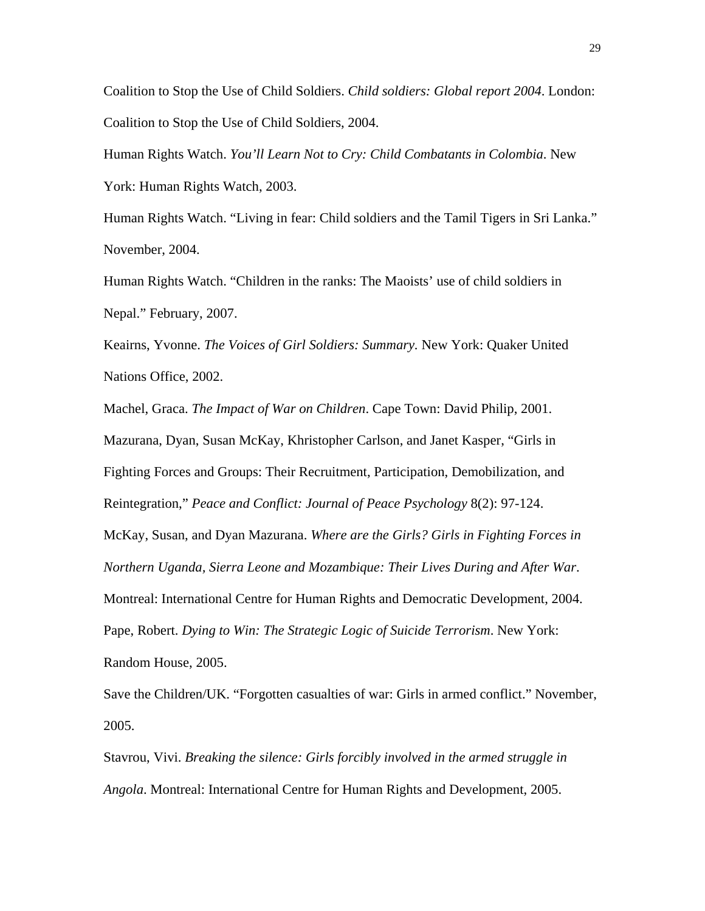Coalition to Stop the Use of Child Soldiers. *Child soldiers: Global report 2004*. London: Coalition to Stop the Use of Child Soldiers, 2004.

Human Rights Watch. *You'll Learn Not to Cry: Child Combatants in Colombia*. New York: Human Rights Watch, 2003.

Human Rights Watch. "Living in fear: Child soldiers and the Tamil Tigers in Sri Lanka." November, 2004.

Human Rights Watch. "Children in the ranks: The Maoists' use of child soldiers in Nepal." February, 2007.

Keairns, Yvonne. *The Voices of Girl Soldiers: Summary*. New York: Quaker United Nations Office, 2002.

Machel, Graca. *The Impact of War on Children*. Cape Town: David Philip, 2001.

Mazurana, Dyan, Susan McKay, Khristopher Carlson, and Janet Kasper, "Girls in Fighting Forces and Groups: Their Recruitment, Participation, Demobilization, and Reintegration," *Peace and Conflict: Journal of Peace Psychology* 8(2): 97-124.

McKay, Susan, and Dyan Mazurana. *Where are the Girls? Girls in Fighting Forces in Northern Uganda, Sierra Leone and Mozambique: Their Lives During and After War*. Montreal: International Centre for Human Rights and Democratic Development, 2004.

Pape, Robert. *Dying to Win: The Strategic Logic of Suicide Terrorism*. New York: Random House, 2005.

Save the Children/UK. "Forgotten casualties of war: Girls in armed conflict." November, 2005.

Stavrou, Vivi. *Breaking the silence: Girls forcibly involved in the armed struggle in Angola*. Montreal: International Centre for Human Rights and Development, 2005.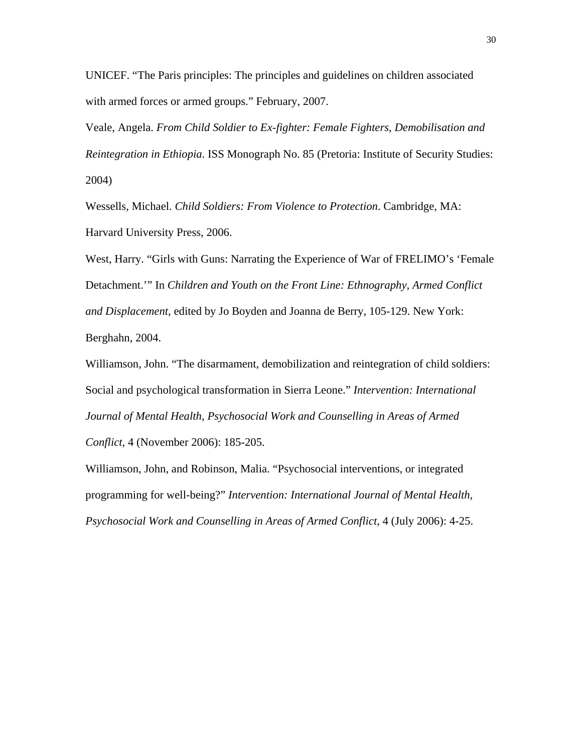UNICEF. “The Paris principles: The principles and guidelines on children associated with armed forces or armed groups.” February, 2007.

Veale, Angela. *From Child Soldier to Ex-fighter: Female Fighters, Demobilisation and Reintegration in Ethiopia*. ISS Monograph No. 85 (Pretoria: Institute of Security Studies: 2004)

Wessells, Michael. *Child Soldiers: From Violence to Protection*. Cambridge, MA: Harvard University Press, 2006.

West, Harry. “Girls with Guns: Narrating the Experience of War of FRELIMO’s ‘Female Detachment.’” In *Children and Youth on the Front Line: Ethnography, Armed Conflict and Displacement*, edited by Jo Boyden and Joanna de Berry, 105-129. New York: Berghahn, 2004.

Williamson, John. “The disarmament, demobilization and reintegration of child soldiers: Social and psychological transformation in Sierra Leone.” *Intervention: International Journal of Mental Health, Psychosocial Work and Counselling in Areas of Armed Conflict*, 4 (November 2006): 185-205.

Williamson, John, and Robinson, Malia. “Psychosocial interventions, or integrated programming for well-being?” *Intervention: International Journal of Mental Health, Psychosocial Work and Counselling in Areas of Armed Conflict*, 4 (July 2006): 4-25.